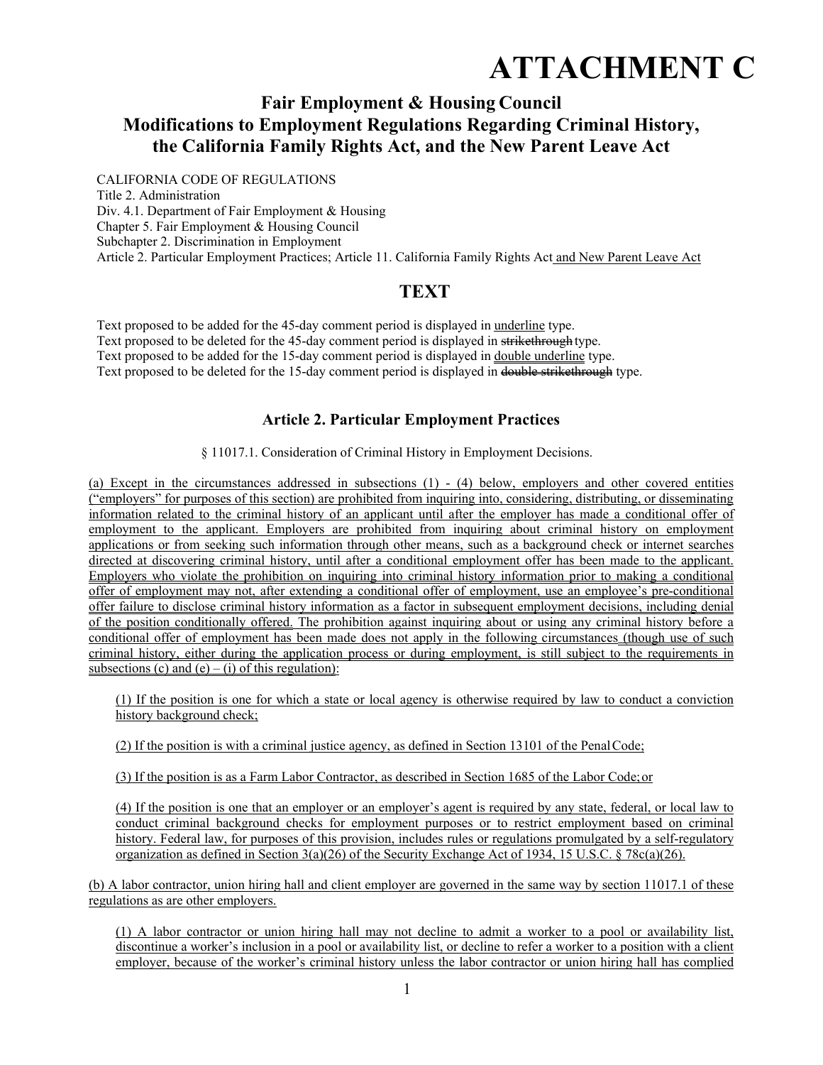# ATTACHMENT C

## Fair Employment & Housing Council Modifications to Employment Regulations Regarding Criminal History, the California Family Rights Act, and the New Parent Leave Act

CALIFORNIA CODE OF REGULATIONS
Title 2. Administration
Div. 4.1. Department of Fair Employment & Housing
Chapter 5. Fair Employment & Housing Council
Subchapter 2. Discrimination in Employment
Article 2. Particular Employment Practices; Article 11. California Family Rights Act and New Parent Leave Act

## TEXT

Text proposed to be added for the 45-day comment period is displayed in underline type.
Text proposed to be deleted for the 45-day comment period is displayed in ~~strikethrough~~ type.
Text proposed to be added for the 15-day comment period is displayed in double underline type.
Text proposed to be deleted for the 15-day comment period is displayed in ~~double strikethrough~~ type.

### Article 2. Particular Employment Practices

§ 11017.1. Consideration of Criminal History in Employment Decisions.

(a) Except in the circumstances addressed in subsections (1) - (4) below, employers and other covered entities ("employers" for purposes of this section) are prohibited from inquiring into, considering, distributing, or disseminating information related to the criminal history of an applicant until after the employer has made a conditional offer of employment to the applicant. Employers are prohibited from inquiring about criminal history on employment applications or from seeking such information through other means, such as a background check or internet searches directed at discovering criminal history, until after a conditional employment offer has been made to the applicant. Employers who violate the prohibition on inquiring into criminal history information prior to making a conditional offer of employment may not, after extending a conditional offer of employment, use an employee's pre-conditional offer failure to disclose criminal history information as a factor in subsequent employment decisions, including denial of the position conditionally offered. The prohibition against inquiring about or using any criminal history before a conditional offer of employment has been made does not apply in the following circumstances (though use of such criminal history, either during the application process or during employment, is still subject to the requirements in subsections (c) and (e) – (i) of this regulation):

(1) If the position is one for which a state or local agency is otherwise required by law to conduct a conviction history background check;

(2) If the position is with a criminal justice agency, as defined in Section 13101 of the Penal Code;

(3) If the position is as a Farm Labor Contractor, as described in Section 1685 of the Labor Code; or

(4) If the position is one that an employer or an employer's agent is required by any state, federal, or local law to conduct criminal background checks for employment purposes or to restrict employment based on criminal history. Federal law, for purposes of this provision, includes rules or regulations promulgated by a self-regulatory organization as defined in Section 3(a)(26) of the Security Exchange Act of 1934, 15 U.S.C. § 78c(a)(26).

(b) A labor contractor, union hiring hall and client employer are governed in the same way by section 11017.1 of these regulations as are other employers.

(1) A labor contractor or union hiring hall may not decline to admit a worker to a pool or availability list, discontinue a worker's inclusion in a pool or availability list, or decline to refer a worker to a position with a client employer, because of the worker's criminal history unless the labor contractor or union hiring hall has complied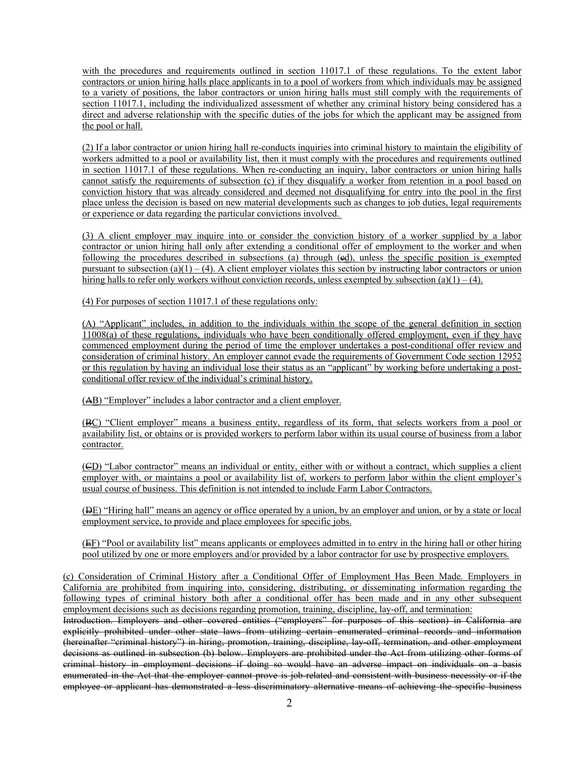with the procedures and requirements outlined in section 11017.1 of these regulations. To the extent labor contractors or union hiring halls place applicants in to a pool of workers from which individuals may be assigned to a variety of positions, the labor contractors or union hiring halls must still comply with the requirements of section 11017.1, including the individualized assessment of whether any criminal history being considered has a direct and adverse relationship with the specific duties of the jobs for which the applicant may be assigned from the pool or hall.

(2) If a labor contractor or union hiring hall re-conducts inquiries into criminal history to maintain the eligibility of workers admitted to a pool or availability list, then it must comply with the procedures and requirements outlined in section 11017.1 of these regulations. When re-conducting an inquiry, labor contractors or union hiring halls cannot satisfy the requirements of subsection (c) if they disqualify a worker from retention in a pool based on conviction history that was already considered and deemed not disqualifying for entry into the pool in the first place unless the decision is based on new material developments such as changes to job duties, legal requirements or experience or data regarding the particular convictions involved.

(3) A client employer may inquire into or consider the conviction history of a worker supplied by a labor contractor or union hiring hall only after extending a conditional offer of employment to the worker and when following the procedures described in subsections (a) through (~~c~~d), unless the specific position is exempted pursuant to subsection (a)(1) – (4). A client employer violates this section by instructing labor contractors or union hiring halls to refer only workers without conviction records, unless exempted by subsection (a)(1) – (4).

(4) For purposes of section 11017.1 of these regulations only:

(A) "Applicant" includes, in addition to the individuals within the scope of the general definition in section 11008(a) of these regulations, individuals who have been conditionally offered employment, even if they have commenced employment during the period of time the employer undertakes a post-conditional offer review and consideration of criminal history. An employer cannot evade the requirements of Government Code section 12952 or this regulation by having an individual lose their status as an "applicant" by working before undertaking a post-conditional offer review of the individual's criminal history.

(~~A~~B) "Employer" includes a labor contractor and a client employer.

(~~B~~C) "Client employer" means a business entity, regardless of its form, that selects workers from a pool or availability list, or obtains or is provided workers to perform labor within its usual course of business from a labor contractor.

(~~C~~D) "Labor contractor" means an individual or entity, either with or without a contract, which supplies a client employer with, or maintains a pool or availability list of, workers to perform labor within the client employer's usual course of business. This definition is not intended to include Farm Labor Contractors.

(~~D~~E) "Hiring hall" means an agency or office operated by a union, by an employer and union, or by a state or local employment service, to provide and place employees for specific jobs.

(~~E~~F) "Pool or availability list" means applicants or employees admitted in to entry in the hiring hall or other hiring pool utilized by one or more employers and/or provided by a labor contractor for use by prospective employers.

(c) Consideration of Criminal History after a Conditional Offer of Employment Has Been Made. Employers in California are prohibited from inquiring into, considering, distributing, or disseminating information regarding the following types of criminal history both after a conditional offer has been made and in any other subsequent employment decisions such as decisions regarding promotion, training, discipline, lay-off, and termination:
~~Introduction. Employers and other covered entities ("employers" for purposes of this section) in California are explicitly prohibited under other state laws from utilizing certain enumerated criminal records and information (hereinafter "criminal history") in hiring, promotion, training, discipline, lay-off, termination, and other employment decisions as outlined in subsection (b) below. Employers are prohibited under the Act from utilizing other forms of criminal history in employment decisions if doing so would have an adverse impact on individuals on a basis enumerated in the Act that the employer cannot prove is job-related and consistent with business necessity or if the employee or applicant has demonstrated a less discriminatory alternative means of achieving the specific business~~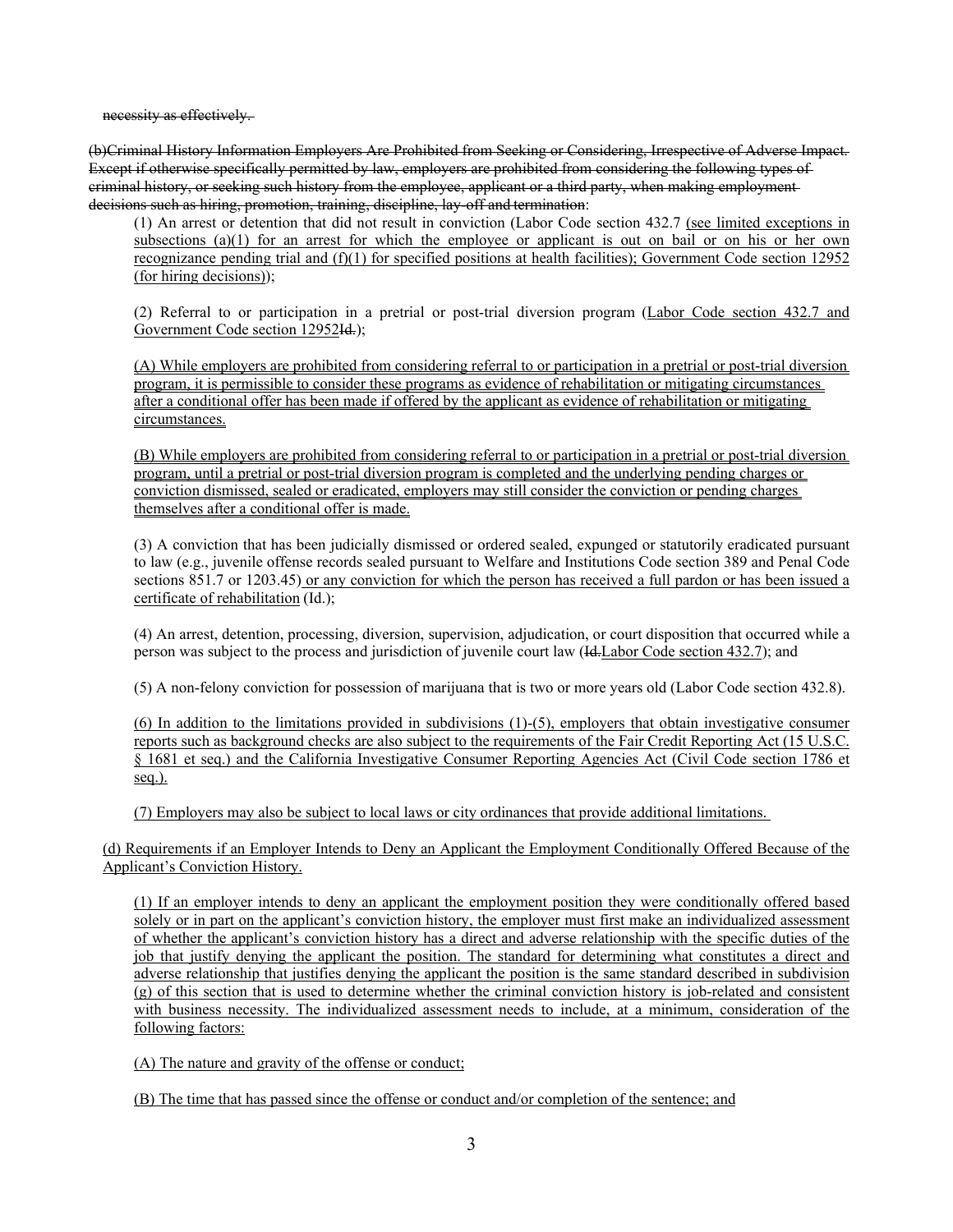~~necessity as effectively.~~

~~(b)Criminal History Information Employers Are Prohibited from Seeking or Considering, Irrespective of Adverse Impact. Except if otherwise specifically permitted by law, employers are prohibited from considering the following types of criminal history, or seeking such history from the employee, applicant or a third party, when making employment decisions such as hiring, promotion, training, discipline, lay-off and termination~~:

(1) An arrest or detention that did not result in conviction (Labor Code section 432.7 <u>(see limited exceptions in subsections (a)(1) for an arrest for which the employee or applicant is out on bail or on his or her own recognizance pending trial and (f)(1) for specified positions at health facilities); Government Code section 12952 (for hiring decisions)</u>);

(2) Referral to or participation in a pretrial or post-trial diversion program (<u>Labor Code section 432.7 and Government Code section 12952</u>~~Id.~~);

<u>(A) While employers are prohibited from considering referral to or participation in a pretrial or post-trial diversion program, it is permissible to consider these programs as evidence of rehabilitation or mitigating circumstances after a conditional offer has been made if offered by the applicant as evidence of rehabilitation or mitigating circumstances.</u>

<u>(B) While employers are prohibited from considering referral to or participation in a pretrial or post-trial diversion program, until a pretrial or post-trial diversion program is completed and the underlying pending charges or conviction dismissed, sealed or eradicated, employers may still consider the conviction or pending charges themselves after a conditional offer is made.</u>

(3) A conviction that has been judicially dismissed or ordered sealed, expunged or statutorily eradicated pursuant to law (e.g., juvenile offense records sealed pursuant to Welfare and Institutions Code section 389 and Penal Code sections 851.7 or 1203.45<u>) or any conviction for which the person has received a full pardon or has been issued a certificate of rehabilitation</u> (Id.);

(4) An arrest, detention, processing, diversion, supervision, adjudication, or court disposition that occurred while a person was subject to the process and jurisdiction of juvenile court law (~~Id.~~<u>Labor Code section 432.7</u>); and

(5) A non-felony conviction for possession of marijuana that is two or more years old (Labor Code section 432.8).

<u>(6) In addition to the limitations provided in subdivisions (1)-(5), employers that obtain investigative consumer reports such as background checks are also subject to the requirements of the Fair Credit Reporting Act (15 U.S.C. § 1681 et seq.) and the California Investigative Consumer Reporting Agencies Act (Civil Code section 1786 et seq.).</u>

<u>(7) Employers may also be subject to local laws or city ordinances that provide additional limitations.</u>

<u>(d) Requirements if an Employer Intends to Deny an Applicant the Employment Conditionally Offered Because of the Applicant's Conviction History.</u>

<u>(1) If an employer intends to deny an applicant the employment position they were conditionally offered based solely or in part on the applicant's conviction history, the employer must first make an individualized assessment of whether the applicant's conviction history has a direct and adverse relationship with the specific duties of the job that justify denying the applicant the position. The standard for determining what constitutes a direct and adverse relationship that justifies denying the applicant the position is the same standard described in subdivision (g) of this section that is used to determine whether the criminal conviction history is job-related and consistent with business necessity. The individualized assessment needs to include, at a minimum, consideration of the following factors:</u>

<u>(A) The nature and gravity of the offense or conduct;</u>

<u>(B) The time that has passed since the offense or conduct and/or completion of the sentence; and</u>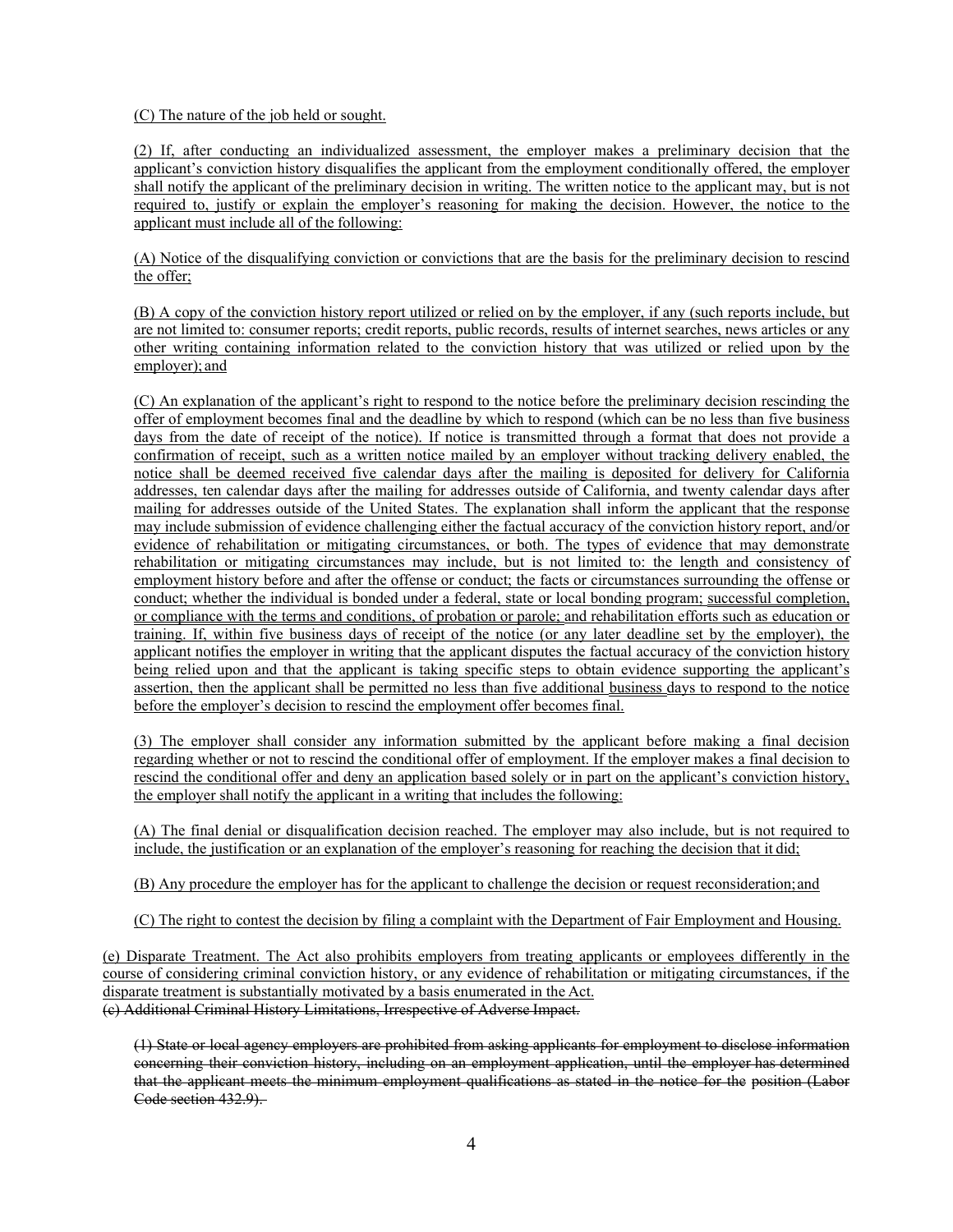(C) The nature of the job held or sought.

(2) If, after conducting an individualized assessment, the employer makes a preliminary decision that the applicant's conviction history disqualifies the applicant from the employment conditionally offered, the employer shall notify the applicant of the preliminary decision in writing. The written notice to the applicant may, but is not required to, justify or explain the employer's reasoning for making the decision. However, the notice to the applicant must include all of the following:

(A) Notice of the disqualifying conviction or convictions that are the basis for the preliminary decision to rescind the offer;

(B) A copy of the conviction history report utilized or relied on by the employer, if any (such reports include, but are not limited to: consumer reports; credit reports, public records, results of internet searches, news articles or any other writing containing information related to the conviction history that was utilized or relied upon by the employer); and

(C) An explanation of the applicant's right to respond to the notice before the preliminary decision rescinding the offer of employment becomes final and the deadline by which to respond (which can be no less than five business days from the date of receipt of the notice). If notice is transmitted through a format that does not provide a confirmation of receipt, such as a written notice mailed by an employer without tracking delivery enabled, the notice shall be deemed received five calendar days after the mailing is deposited for delivery for California addresses, ten calendar days after the mailing for addresses outside of California, and twenty calendar days after mailing for addresses outside of the United States. The explanation shall inform the applicant that the response may include submission of evidence challenging either the factual accuracy of the conviction history report, and/or evidence of rehabilitation or mitigating circumstances, or both. The types of evidence that may demonstrate rehabilitation or mitigating circumstances may include, but is not limited to: the length and consistency of employment history before and after the offense or conduct; the facts or circumstances surrounding the offense or conduct; whether the individual is bonded under a federal, state or local bonding program; successful completion, or compliance with the terms and conditions, of probation or parole; and rehabilitation efforts such as education or training. If, within five business days of receipt of the notice (or any later deadline set by the employer), the applicant notifies the employer in writing that the applicant disputes the factual accuracy of the conviction history being relied upon and that the applicant is taking specific steps to obtain evidence supporting the applicant's assertion, then the applicant shall be permitted no less than five additional business days to respond to the notice before the employer's decision to rescind the employment offer becomes final.

(3) The employer shall consider any information submitted by the applicant before making a final decision regarding whether or not to rescind the conditional offer of employment. If the employer makes a final decision to rescind the conditional offer and deny an application based solely or in part on the applicant's conviction history, the employer shall notify the applicant in a writing that includes the following:

(A) The final denial or disqualification decision reached. The employer may also include, but is not required to include, the justification or an explanation of the employer's reasoning for reaching the decision that it did;

(B) Any procedure the employer has for the applicant to challenge the decision or request reconsideration; and

(C) The right to contest the decision by filing a complaint with the Department of Fair Employment and Housing.

(e) Disparate Treatment. The Act also prohibits employers from treating applicants or employees differently in the course of considering criminal conviction history, or any evidence of rehabilitation or mitigating circumstances, if the disparate treatment is substantially motivated by a basis enumerated in the Act.

~~(c) Additional Criminal History Limitations, Irrespective of Adverse Impact.~~

~~(1) State or local agency employers are prohibited from asking applicants for employment to disclose information concerning their conviction history, including on an employment application, until the employer has determined that the applicant meets the minimum employment qualifications as stated in the notice for the position (Labor Code section 432.9).~~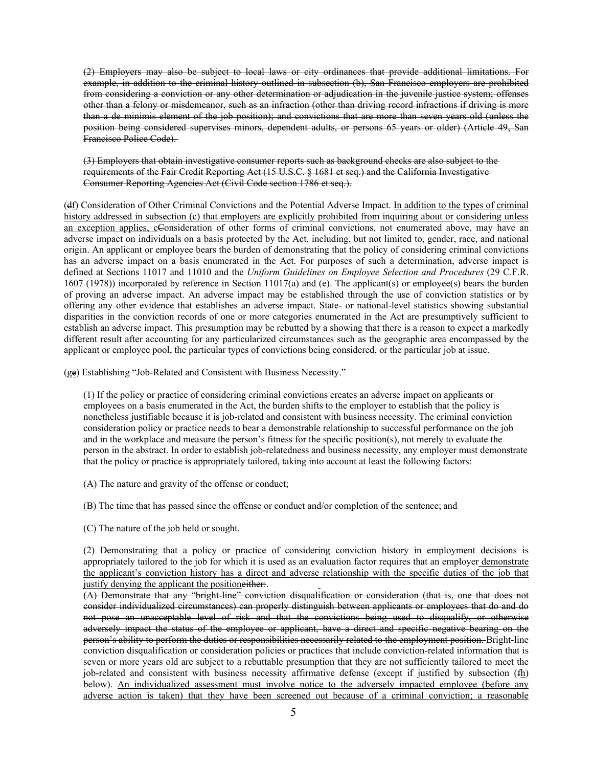~~(2) Employers may also be subject to local laws or city ordinances that provide additional limitations. For example, in addition to the criminal history outlined in subsection (b), San Francisco employers are prohibited from considering a conviction or any other determination or adjudication in the juvenile justice system; offenses other than a felony or misdemeanor, such as an infraction (other than driving record infractions if driving is more than a de minimis element of the job position); and convictions that are more than seven years old (unless the position being considered supervises minors, dependent adults, or persons 65 years or older) (Article 49, San Francisco Police Code).~~

~~(3) Employers that obtain investigative consumer reports such as background checks are also subject to the requirements of the Fair Credit Reporting Act (15 U.S.C. § 1681 et seq.) and the California Investigative Consumer Reporting Agencies Act (Civil Code section 1786 et seq.).~~

(~~d~~f) Consideration of Other Criminal Convictions and the Potential Adverse Impact. In addition to the types of criminal history addressed in subsection (c) that employers are explicitly prohibited from inquiring about or considering unless an exception applies, c~~C~~onsideration of other forms of criminal convictions, not enumerated above, may have an adverse impact on individuals on a basis protected by the Act, including, but not limited to, gender, race, and national origin. An applicant or employee bears the burden of demonstrating that the policy of considering criminal convictions has an adverse impact on a basis enumerated in the Act. For purposes of such a determination, adverse impact is defined at Sections 11017 and 11010 and the *Uniform Guidelines on Employee Selection and Procedures* (29 C.F.R. 1607 (1978)) incorporated by reference in Section 11017(a) and (e). The applicant(s) or employee(s) bears the burden of proving an adverse impact. An adverse impact may be established through the use of conviction statistics or by offering any other evidence that establishes an adverse impact. State- or national-level statistics showing substantial disparities in the conviction records of one or more categories enumerated in the Act are presumptively sufficient to establish an adverse impact. This presumption may be rebutted by a showing that there is a reason to expect a markedly different result after accounting for any particularized circumstances such as the geographic area encompassed by the applicant or employee pool, the particular types of convictions being considered, or the particular job at issue.

(g~~e~~) Establishing "Job-Related and Consistent with Business Necessity."

(1) If the policy or practice of considering criminal convictions creates an adverse impact on applicants or employees on a basis enumerated in the Act, the burden shifts to the employer to establish that the policy is nonetheless justifiable because it is job-related and consistent with business necessity. The criminal conviction consideration policy or practice needs to bear a demonstrable relationship to successful performance on the job and in the workplace and measure the person's fitness for the specific position(s), not merely to evaluate the person in the abstract. In order to establish job-relatedness and business necessity, any employer must demonstrate that the policy or practice is appropriately tailored, taking into account at least the following factors:

(A) The nature and gravity of the offense or conduct;

(B) The time that has passed since the offense or conduct and/or completion of the sentence; and

(C) The nature of the job held or sought.

(2) Demonstrating that a policy or practice of considering conviction history in employment decisions is appropriately tailored to the job for which it is used as an evaluation factor requires that an employer demonstrate the applicant's conviction history has a direct and adverse relationship with the specific duties of the job that justify denying the applicant the position~~either:~~.

~~(A) Demonstrate that any "bright-line" conviction disqualification or consideration (that is, one that does not consider individualized circumstances) can properly distinguish between applicants or employees that do and do not pose an unacceptable level of risk and that the convictions being used to disqualify, or otherwise adversely impact the status of the employee or applicant, have a direct and specific negative bearing on the person's ability to perform the duties or responsibilities necessarily related to the employment position.~~ Bright-line conviction disqualification or consideration policies or practices that include conviction-related information that is seven or more years old are subject to a rebuttable presumption that they are not sufficiently tailored to meet the job-related and consistent with business necessity affirmative defense (except if justified by subsection (~~f~~h) below). An individualized assessment must involve notice to the adversely impacted employee (before any adverse action is taken) that they have been screened out because of a criminal conviction; a reasonable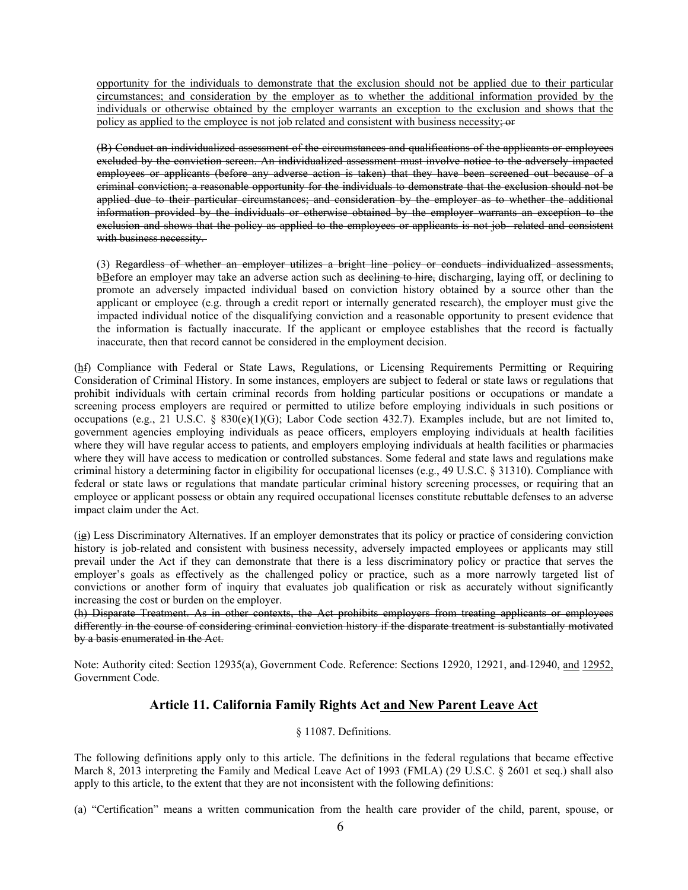<u>opportunity for the individuals to demonstrate that the exclusion should not be applied due to their particular circumstances; and consideration by the employer as to whether the additional information provided by the individuals or otherwise obtained by the employer warrants an exception to the exclusion and shows that the policy as applied to the employee is not job related and consistent with business necessity</u>~~; or~~

~~(B) Conduct an individualized assessment of the circumstances and qualifications of the applicants or employees excluded by the conviction screen. An individualized assessment must involve notice to the adversely impacted employees or applicants (before any adverse action is taken) that they have been screened out because of a criminal conviction; a reasonable opportunity for the individuals to demonstrate that the exclusion should not be applied due to their particular circumstances; and consideration by the employer as to whether the additional information provided by the individuals or otherwise obtained by the employer warrants an exception to the exclusion and shows that the policy as applied to the employees or applicants is not job- related and consistent with business necessity.~~

(3) ~~Regardless of whether an employer utilizes a bright line policy or conducts individualized assessments, b~~<u>B</u>efore an employer may take an adverse action such as ~~declining to hire,~~ discharging, laying off, or declining to promote an adversely impacted individual based on conviction history obtained by a source other than the applicant or employee (e.g. through a credit report or internally generated research), the employer must give the impacted individual notice of the disqualifying conviction and a reasonable opportunity to present evidence that the information is factually inaccurate. If the applicant or employee establishes that the record is factually inaccurate, then that record cannot be considered in the employment decision.

(<u>h</u>~~f~~) Compliance with Federal or State Laws, Regulations, or Licensing Requirements Permitting or Requiring Consideration of Criminal History. In some instances, employers are subject to federal or state laws or regulations that prohibit individuals with certain criminal records from holding particular positions or occupations or mandate a screening process employers are required or permitted to utilize before employing individuals in such positions or occupations (e.g., 21 U.S.C. § 830(e)(1)(G); Labor Code section 432.7). Examples include, but are not limited to, government agencies employing individuals as peace officers, employers employing individuals at health facilities where they will have regular access to patients, and employers employing individuals at health facilities or pharmacies where they will have access to medication or controlled substances. Some federal and state laws and regulations make criminal history a determining factor in eligibility for occupational licenses (e.g., 49 U.S.C. § 31310). Compliance with federal or state laws or regulations that mandate particular criminal history screening processes, or requiring that an employee or applicant possess or obtain any required occupational licenses constitute rebuttable defenses to an adverse impact claim under the Act.

(<u>i</u>~~g~~) Less Discriminatory Alternatives. If an employer demonstrates that its policy or practice of considering conviction history is job-related and consistent with business necessity, adversely impacted employees or applicants may still prevail under the Act if they can demonstrate that there is a less discriminatory policy or practice that serves the employer's goals as effectively as the challenged policy or practice, such as a more narrowly targeted list of convictions or another form of inquiry that evaluates job qualification or risk as accurately without significantly increasing the cost or burden on the employer.

~~(h) Disparate Treatment. As in other contexts, the Act prohibits employers from treating applicants or employees differently in the course of considering criminal conviction history if the disparate treatment is substantially motivated by a basis enumerated in the Act.~~

Note: Authority cited: Section 12935(a), Government Code. Reference: Sections 12920, 12921, ~~and~~ 12940, <u>and</u> <u>12952,</u> Government Code.

## Article 11. California Family Rights Act <u>and New Parent Leave Act</u>

§ 11087. Definitions.

The following definitions apply only to this article. The definitions in the federal regulations that became effective March 8, 2013 interpreting the Family and Medical Leave Act of 1993 (FMLA) (29 U.S.C. § 2601 et seq.) shall also apply to this article, to the extent that they are not inconsistent with the following definitions:

(a) "Certification" means a written communication from the health care provider of the child, parent, spouse, or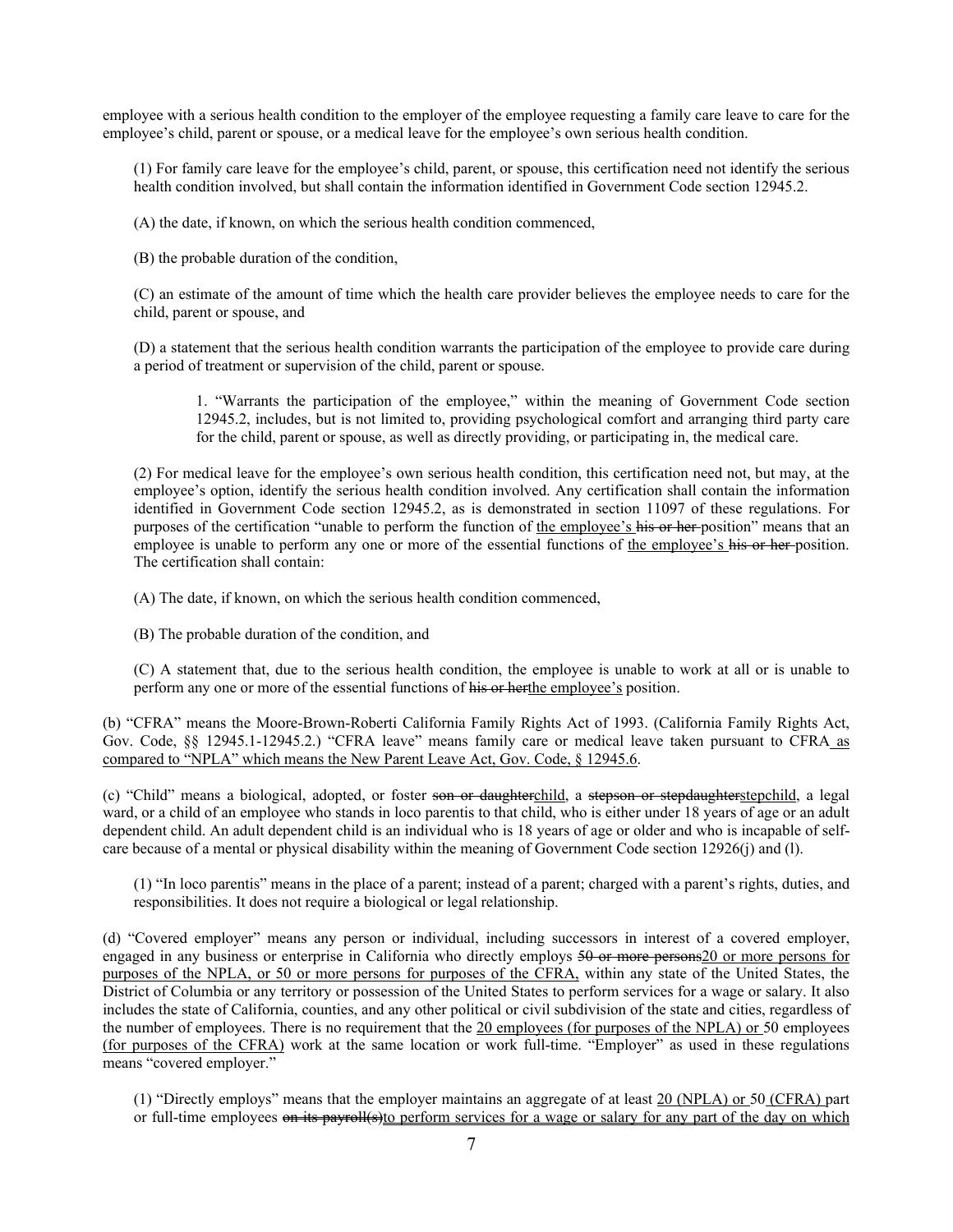employee with a serious health condition to the employer of the employee requesting a family care leave to care for the employee's child, parent or spouse, or a medical leave for the employee's own serious health condition.

(1) For family care leave for the employee's child, parent, or spouse, this certification need not identify the serious health condition involved, but shall contain the information identified in Government Code section 12945.2.

(A) the date, if known, on which the serious health condition commenced,

(B) the probable duration of the condition,

(C) an estimate of the amount of time which the health care provider believes the employee needs to care for the child, parent or spouse, and

(D) a statement that the serious health condition warrants the participation of the employee to provide care during a period of treatment or supervision of the child, parent or spouse.

1. "Warrants the participation of the employee," within the meaning of Government Code section 12945.2, includes, but is not limited to, providing psychological comfort and arranging third party care for the child, parent or spouse, as well as directly providing, or participating in, the medical care.

(2) For medical leave for the employee's own serious health condition, this certification need not, but may, at the employee's option, identify the serious health condition involved. Any certification shall contain the information identified in Government Code section 12945.2, as is demonstrated in section 11097 of these regulations. For purposes of the certification "unable to perform the function of <u>the employee's</u> ~~his or her~~ position" means that an employee is unable to perform any one or more of the essential functions of <u>the employee's</u> ~~his or her~~ position. The certification shall contain:

(A) The date, if known, on which the serious health condition commenced,

(B) The probable duration of the condition, and

(C) A statement that, due to the serious health condition, the employee is unable to work at all or is unable to perform any one or more of the essential functions of ~~his or her~~<u>the employee's</u> position.

(b) "CFRA" means the Moore-Brown-Roberti California Family Rights Act of 1993. (California Family Rights Act, Gov. Code, §§ 12945.1-12945.2.) "CFRA leave" means family care or medical leave taken pursuant to CFRA<u> as compared to "NPLA" which means the New Parent Leave Act, Gov. Code, § 12945.6</u>.

(c) "Child" means a biological, adopted, or foster ~~son or daughter~~<u>child</u>, a ~~stepson or stepdaughter~~<u>stepchild</u>, a legal ward, or a child of an employee who stands in loco parentis to that child, who is either under 18 years of age or an adult dependent child. An adult dependent child is an individual who is 18 years of age or older and who is incapable of self-care because of a mental or physical disability within the meaning of Government Code section 12926(j) and (l).

(1) "In loco parentis" means in the place of a parent; instead of a parent; charged with a parent's rights, duties, and responsibilities. It does not require a biological or legal relationship.

(d) "Covered employer" means any person or individual, including successors in interest of a covered employer, engaged in any business or enterprise in California who directly employs ~~50 or more persons~~<u>20 or more persons for purposes of the NPLA, or 50 or more persons for purposes of the CFRA,</u> within any state of the United States, the District of Columbia or any territory or possession of the United States to perform services for a wage or salary. It also includes the state of California, counties, and any other political or civil subdivision of the state and cities, regardless of the number of employees. There is no requirement that the <u>20 employees (for purposes of the NPLA) or </u>50 employees <u>(for purposes of the CFRA)</u> work at the same location or work full-time. "Employer" as used in these regulations means "covered employer."

(1) "Directly employs" means that the employer maintains an aggregate of at least <u>20 (NPLA) or</u> 50 <u>(CFRA) </u>part or full-time employees ~~on its payroll(s)~~<u>to perform services for a wage or salary for any part of the day on which</u>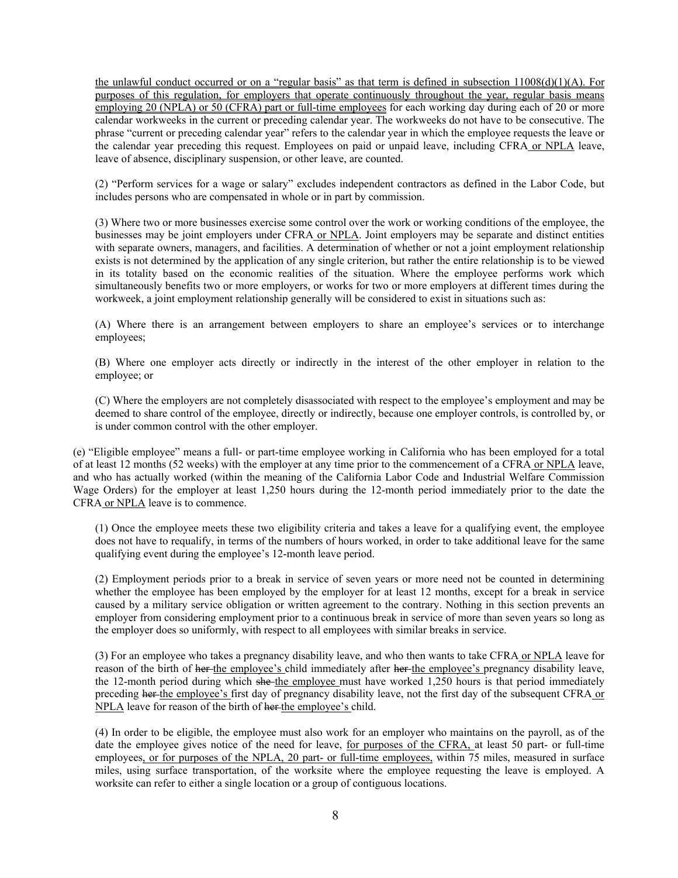the unlawful conduct occurred or on a "regular basis" as that term is defined in subsection 11008(d)(1)(A). For purposes of this regulation, for employers that operate continuously throughout the year, regular basis means employing 20 (NPLA) or 50 (CFRA) part or full-time employees for each working day during each of 20 or more calendar workweeks in the current or preceding calendar year. The workweeks do not have to be consecutive. The phrase "current or preceding calendar year" refers to the calendar year in which the employee requests the leave or the calendar year preceding this request. Employees on paid or unpaid leave, including CFRA or NPLA leave, leave of absence, disciplinary suspension, or other leave, are counted.

(2) "Perform services for a wage or salary" excludes independent contractors as defined in the Labor Code, but includes persons who are compensated in whole or in part by commission.

(3) Where two or more businesses exercise some control over the work or working conditions of the employee, the businesses may be joint employers under CFRA or NPLA. Joint employers may be separate and distinct entities with separate owners, managers, and facilities. A determination of whether or not a joint employment relationship exists is not determined by the application of any single criterion, but rather the entire relationship is to be viewed in its totality based on the economic realities of the situation. Where the employee performs work which simultaneously benefits two or more employers, or works for two or more employers at different times during the workweek, a joint employment relationship generally will be considered to exist in situations such as:

(A) Where there is an arrangement between employers to share an employee's services or to interchange employees;

(B) Where one employer acts directly or indirectly in the interest of the other employer in relation to the employee; or

(C) Where the employers are not completely disassociated with respect to the employee's employment and may be deemed to share control of the employee, directly or indirectly, because one employer controls, is controlled by, or is under common control with the other employer.

(e) "Eligible employee" means a full- or part-time employee working in California who has been employed for a total of at least 12 months (52 weeks) with the employer at any time prior to the commencement of a CFRA or NPLA leave, and who has actually worked (within the meaning of the California Labor Code and Industrial Welfare Commission Wage Orders) for the employer at least 1,250 hours during the 12-month period immediately prior to the date the CFRA or NPLA leave is to commence.

(1) Once the employee meets these two eligibility criteria and takes a leave for a qualifying event, the employee does not have to requalify, in terms of the numbers of hours worked, in order to take additional leave for the same qualifying event during the employee's 12-month leave period.

(2) Employment periods prior to a break in service of seven years or more need not be counted in determining whether the employee has been employed by the employer for at least 12 months, except for a break in service caused by a military service obligation or written agreement to the contrary. Nothing in this section prevents an employer from considering employment prior to a continuous break in service of more than seven years so long as the employer does so uniformly, with respect to all employees with similar breaks in service.

(3) For an employee who takes a pregnancy disability leave, and who then wants to take CFRA or NPLA leave for reason of the birth of ~~her~~ the employee's child immediately after ~~her~~ the employee's pregnancy disability leave, the 12-month period during which ~~she~~ the employee must have worked 1,250 hours is that period immediately preceding ~~her~~ the employee's first day of pregnancy disability leave, not the first day of the subsequent CFRA or NPLA leave for reason of the birth of ~~her~~ the employee's child.

(4) In order to be eligible, the employee must also work for an employer who maintains on the payroll, as of the date the employee gives notice of the need for leave, for purposes of the CFRA, at least 50 part- or full-time employees, or for purposes of the NPLA, 20 part- or full-time employees, within 75 miles, measured in surface miles, using surface transportation, of the worksite where the employee requesting the leave is employed. A worksite can refer to either a single location or a group of contiguous locations.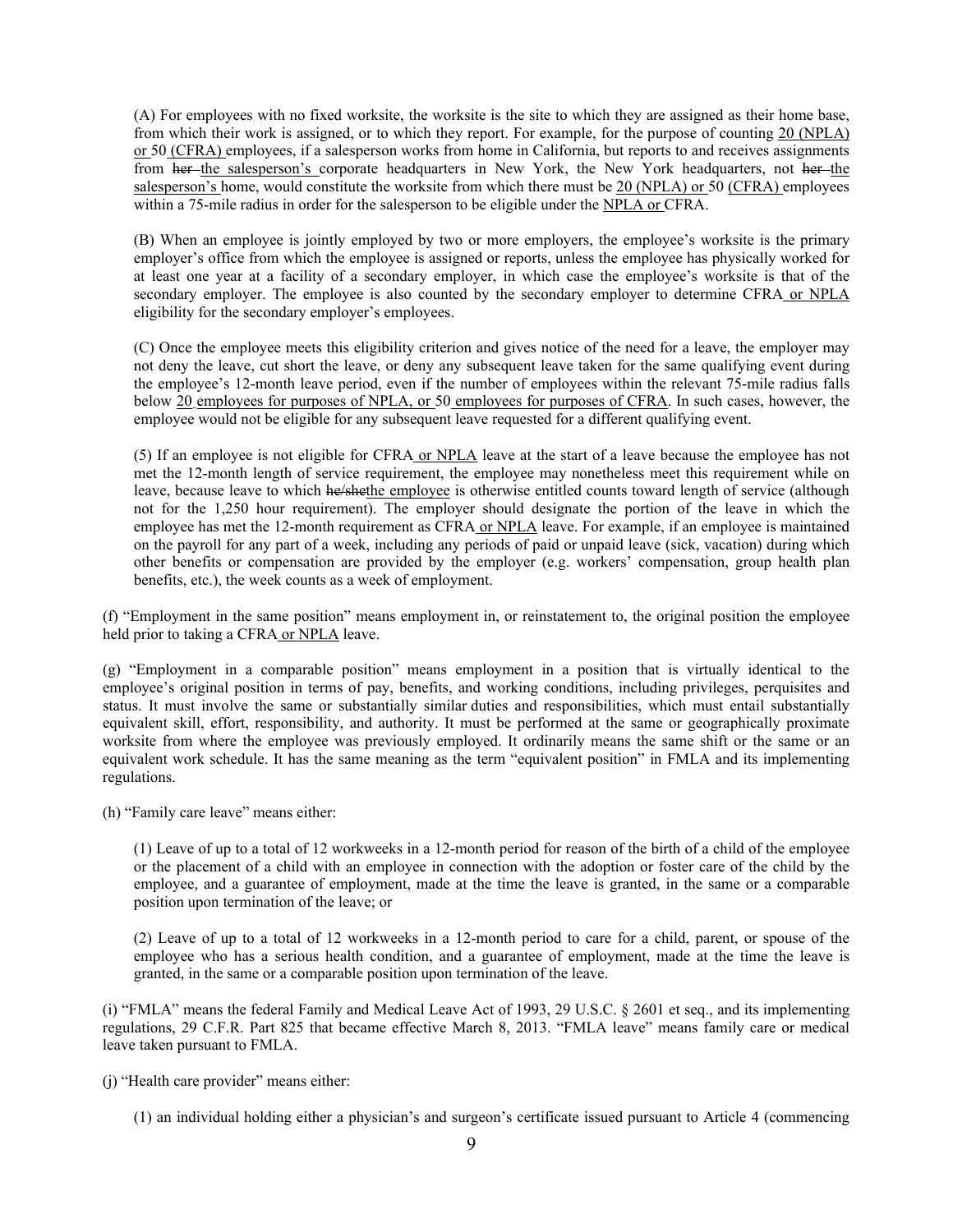(A) For employees with no fixed worksite, the worksite is the site to which they are assigned as their home base, from which their work is assigned, or to which they report. For example, for the purpose of counting 20 (NPLA) or 50 (CFRA) employees, if a salesperson works from home in California, but reports to and receives assignments from ~~her~~ the salesperson's corporate headquarters in New York, the New York headquarters, not ~~her~~ the salesperson's home, would constitute the worksite from which there must be 20 (NPLA) or 50 (CFRA) employees within a 75-mile radius in order for the salesperson to be eligible under the NPLA or CFRA.

(B) When an employee is jointly employed by two or more employers, the employee's worksite is the primary employer's office from which the employee is assigned or reports, unless the employee has physically worked for at least one year at a facility of a secondary employer, in which case the employee's worksite is that of the secondary employer. The employee is also counted by the secondary employer to determine CFRA or NPLA eligibility for the secondary employer's employees.

(C) Once the employee meets this eligibility criterion and gives notice of the need for a leave, the employer may not deny the leave, cut short the leave, or deny any subsequent leave taken for the same qualifying event during the employee's 12-month leave period, even if the number of employees within the relevant 75-mile radius falls below 20 employees for purposes of NPLA, or 50 employees for purposes of CFRA. In such cases, however, the employee would not be eligible for any subsequent leave requested for a different qualifying event.

(5) If an employee is not eligible for CFRA or NPLA leave at the start of a leave because the employee has not met the 12-month length of service requirement, the employee may nonetheless meet this requirement while on leave, because leave to which ~~he/she~~the employee is otherwise entitled counts toward length of service (although not for the 1,250 hour requirement). The employer should designate the portion of the leave in which the employee has met the 12-month requirement as CFRA or NPLA leave. For example, if an employee is maintained on the payroll for any part of a week, including any periods of paid or unpaid leave (sick, vacation) during which other benefits or compensation are provided by the employer (e.g. workers' compensation, group health plan benefits, etc.), the week counts as a week of employment.

(f) "Employment in the same position" means employment in, or reinstatement to, the original position the employee held prior to taking a CFRA or NPLA leave.

(g) "Employment in a comparable position" means employment in a position that is virtually identical to the employee's original position in terms of pay, benefits, and working conditions, including privileges, perquisites and status. It must involve the same or substantially similar duties and responsibilities, which must entail substantially equivalent skill, effort, responsibility, and authority. It must be performed at the same or geographically proximate worksite from where the employee was previously employed. It ordinarily means the same shift or the same or an equivalent work schedule. It has the same meaning as the term "equivalent position" in FMLA and its implementing regulations.

(h) "Family care leave" means either:

(1) Leave of up to a total of 12 workweeks in a 12-month period for reason of the birth of a child of the employee or the placement of a child with an employee in connection with the adoption or foster care of the child by the employee, and a guarantee of employment, made at the time the leave is granted, in the same or a comparable position upon termination of the leave; or

(2) Leave of up to a total of 12 workweeks in a 12-month period to care for a child, parent, or spouse of the employee who has a serious health condition, and a guarantee of employment, made at the time the leave is granted, in the same or a comparable position upon termination of the leave.

(i) "FMLA" means the federal Family and Medical Leave Act of 1993, 29 U.S.C. § 2601 et seq., and its implementing regulations, 29 C.F.R. Part 825 that became effective March 8, 2013. "FMLA leave" means family care or medical leave taken pursuant to FMLA.

(j) "Health care provider" means either:

(1) an individual holding either a physician's and surgeon's certificate issued pursuant to Article 4 (commencing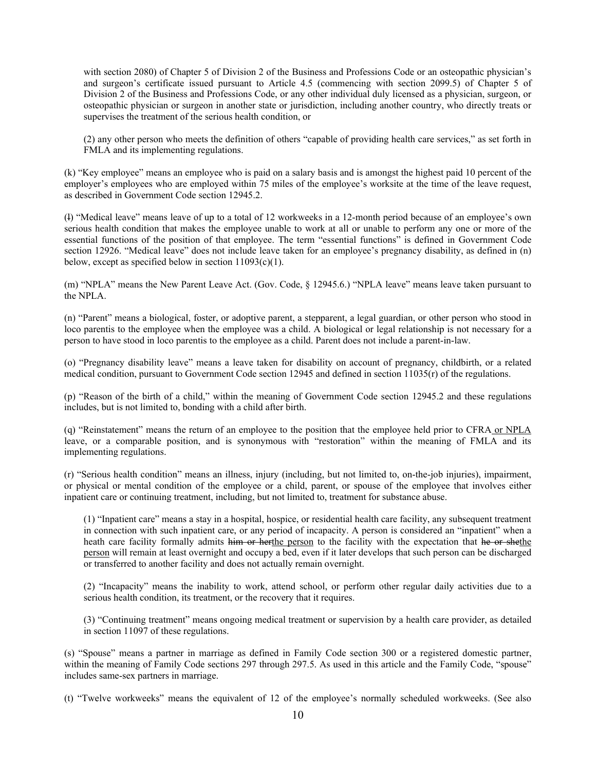with section 2080) of Chapter 5 of Division 2 of the Business and Professions Code or an osteopathic physician's and surgeon's certificate issued pursuant to Article 4.5 (commencing with section 2099.5) of Chapter 5 of Division 2 of the Business and Professions Code, or any other individual duly licensed as a physician, surgeon, or osteopathic physician or surgeon in another state or jurisdiction, including another country, who directly treats or supervises the treatment of the serious health condition, or

(2) any other person who meets the definition of others "capable of providing health care services," as set forth in FMLA and its implementing regulations.

(k) "Key employee" means an employee who is paid on a salary basis and is amongst the highest paid 10 percent of the employer's employees who are employed within 75 miles of the employee's worksite at the time of the leave request, as described in Government Code section 12945.2.

(~~l~~) "Medical leave" means leave of up to a total of 12 workweeks in a 12-month period because of an employee's own serious health condition that makes the employee unable to work at all or unable to perform any one or more of the essential functions of the position of that employee. The term "essential functions" is defined in Government Code section 12926. "Medical leave" does not include leave taken for an employee's pregnancy disability, as defined in (n) below, except as specified below in section 11093(c)(1).

(m) "NPLA" means the New Parent Leave Act. (Gov. Code, § 12945.6.) "NPLA leave" means leave taken pursuant to the NPLA.

(n) "Parent" means a biological, foster, or adoptive parent, a stepparent, a legal guardian, or other person who stood in loco parentis to the employee when the employee was a child. A biological or legal relationship is not necessary for a person to have stood in loco parentis to the employee as a child. Parent does not include a parent-in-law.

(o) "Pregnancy disability leave" means a leave taken for disability on account of pregnancy, childbirth, or a related medical condition, pursuant to Government Code section 12945 and defined in section 11035(r) of the regulations.

(p) "Reason of the birth of a child," within the meaning of Government Code section 12945.2 and these regulations includes, but is not limited to, bonding with a child after birth.

(q) "Reinstatement" means the return of an employee to the position that the employee held prior to CFRA<u> or NPLA</u> leave, or a comparable position, and is synonymous with "restoration" within the meaning of FMLA and its implementing regulations.

(r) "Serious health condition" means an illness, injury (including, but not limited to, on-the-job injuries), impairment, or physical or mental condition of the employee or a child, parent, or spouse of the employee that involves either inpatient care or continuing treatment, including, but not limited to, treatment for substance abuse.

(1) "Inpatient care" means a stay in a hospital, hospice, or residential health care facility, any subsequent treatment in connection with such inpatient care, or any period of incapacity. A person is considered an "inpatient" when a heath care facility formally admits ~~him or her~~<u>the person</u> to the facility with the expectation that ~~he or she~~<u>the person</u> will remain at least overnight and occupy a bed, even if it later develops that such person can be discharged or transferred to another facility and does not actually remain overnight.

(2) "Incapacity" means the inability to work, attend school, or perform other regular daily activities due to a serious health condition, its treatment, or the recovery that it requires.

(3) "Continuing treatment" means ongoing medical treatment or supervision by a health care provider, as detailed in section 11097 of these regulations.

(s) "Spouse" means a partner in marriage as defined in Family Code section 300 or a registered domestic partner, within the meaning of Family Code sections 297 through 297.5. As used in this article and the Family Code, "spouse" includes same-sex partners in marriage.

(t) "Twelve workweeks" means the equivalent of 12 of the employee's normally scheduled workweeks. (See also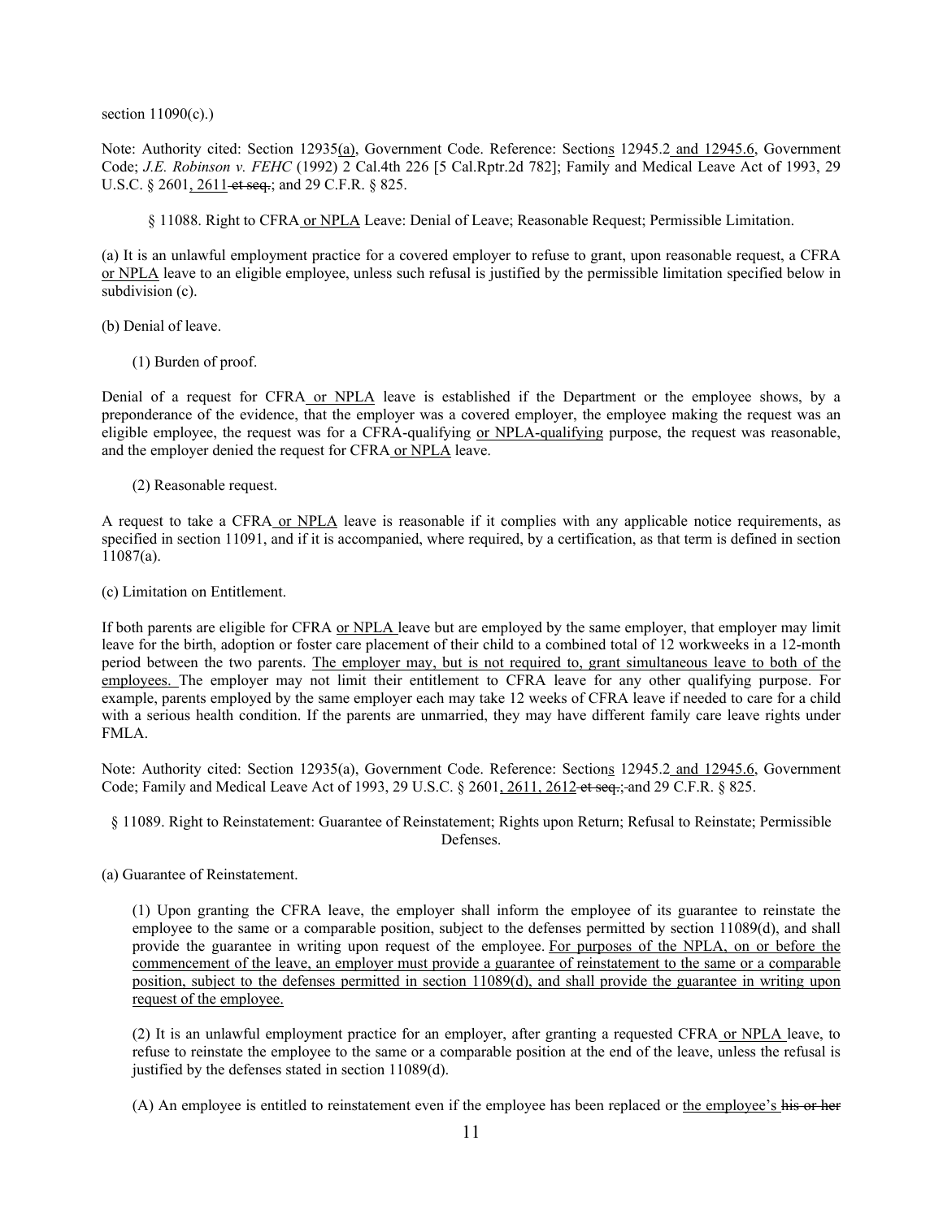section 11090(c).)

Note: Authority cited: Section 12935(a), Government Code. Reference: Sections 12945.2 and 12945.6, Government Code; *J.E. Robinson v. FEHC* (1992) 2 Cal.4th 226 [5 Cal.Rptr.2d 782]; Family and Medical Leave Act of 1993, 29 U.S.C. § 2601, 2611 ~~et seq.~~; and 29 C.F.R. § 825.

§ 11088. Right to CFRA or NPLA Leave: Denial of Leave; Reasonable Request; Permissible Limitation.

(a) It is an unlawful employment practice for a covered employer to refuse to grant, upon reasonable request, a CFRA or NPLA leave to an eligible employee, unless such refusal is justified by the permissible limitation specified below in subdivision (c).

(b) Denial of leave.

(1) Burden of proof.

Denial of a request for CFRA or NPLA leave is established if the Department or the employee shows, by a preponderance of the evidence, that the employer was a covered employer, the employee making the request was an eligible employee, the request was for a CFRA-qualifying or NPLA-qualifying purpose, the request was reasonable, and the employer denied the request for CFRA or NPLA leave.

(2) Reasonable request.

A request to take a CFRA or NPLA leave is reasonable if it complies with any applicable notice requirements, as specified in section 11091, and if it is accompanied, where required, by a certification, as that term is defined in section 11087(a).

(c) Limitation on Entitlement.

If both parents are eligible for CFRA or NPLA leave but are employed by the same employer, that employer may limit leave for the birth, adoption or foster care placement of their child to a combined total of 12 workweeks in a 12-month period between the two parents. The employer may, but is not required to, grant simultaneous leave to both of the employees. The employer may not limit their entitlement to CFRA leave for any other qualifying purpose. For example, parents employed by the same employer each may take 12 weeks of CFRA leave if needed to care for a child with a serious health condition. If the parents are unmarried, they may have different family care leave rights under FMLA.

Note: Authority cited: Section 12935(a), Government Code. Reference: Sections 12945.2 and 12945.6, Government Code; Family and Medical Leave Act of 1993, 29 U.S.C. § 2601, 2611, 2612 ~~et seq.;~~ and 29 C.F.R. § 825.

§ 11089. Right to Reinstatement: Guarantee of Reinstatement; Rights upon Return; Refusal to Reinstate; Permissible Defenses.

(a) Guarantee of Reinstatement.

(1) Upon granting the CFRA leave, the employer shall inform the employee of its guarantee to reinstate the employee to the same or a comparable position, subject to the defenses permitted by section 11089(d), and shall provide the guarantee in writing upon request of the employee. For purposes of the NPLA, on or before the commencement of the leave, an employer must provide a guarantee of reinstatement to the same or a comparable position, subject to the defenses permitted in section 11089(d), and shall provide the guarantee in writing upon request of the employee.

(2) It is an unlawful employment practice for an employer, after granting a requested CFRA or NPLA leave, to refuse to reinstate the employee to the same or a comparable position at the end of the leave, unless the refusal is justified by the defenses stated in section 11089(d).

(A) An employee is entitled to reinstatement even if the employee has been replaced or the employee's ~~his or her~~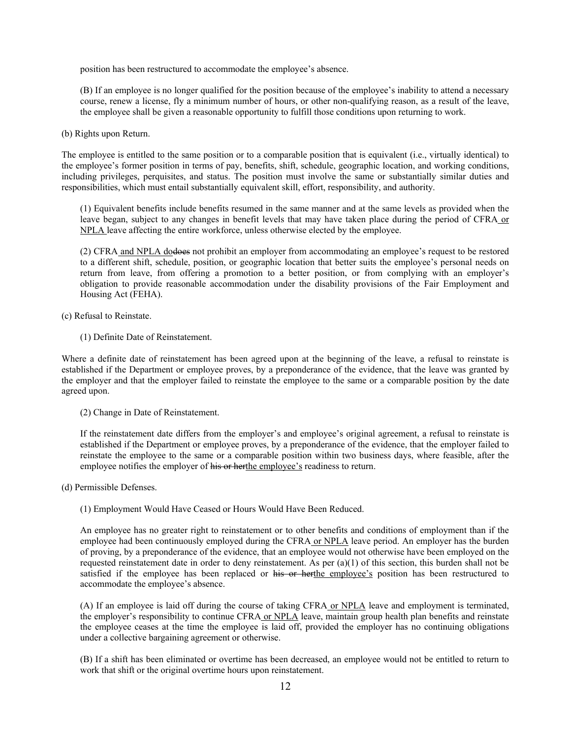position has been restructured to accommodate the employee's absence.

(B) If an employee is no longer qualified for the position because of the employee's inability to attend a necessary course, renew a license, fly a minimum number of hours, or other non-qualifying reason, as a result of the leave, the employee shall be given a reasonable opportunity to fulfill those conditions upon returning to work.

(b) Rights upon Return.

The employee is entitled to the same position or to a comparable position that is equivalent (i.e., virtually identical) to the employee's former position in terms of pay, benefits, shift, schedule, geographic location, and working conditions, including privileges, perquisites, and status. The position must involve the same or substantially similar duties and responsibilities, which must entail substantially equivalent skill, effort, responsibility, and authority.

(1) Equivalent benefits include benefits resumed in the same manner and at the same levels as provided when the leave began, subject to any changes in benefit levels that may have taken place during the period of CFRA or NPLA leave affecting the entire workforce, unless otherwise elected by the employee.

(2) CFRA and NPLA dodoes not prohibit an employer from accommodating an employee's request to be restored to a different shift, schedule, position, or geographic location that better suits the employee's personal needs on return from leave, from offering a promotion to a better position, or from complying with an employer's obligation to provide reasonable accommodation under the disability provisions of the Fair Employment and Housing Act (FEHA).

(c) Refusal to Reinstate.

(1) Definite Date of Reinstatement.

Where a definite date of reinstatement has been agreed upon at the beginning of the leave, a refusal to reinstate is established if the Department or employee proves, by a preponderance of the evidence, that the leave was granted by the employer and that the employer failed to reinstate the employee to the same or a comparable position by the date agreed upon.

(2) Change in Date of Reinstatement.

If the reinstatement date differs from the employer's and employee's original agreement, a refusal to reinstate is established if the Department or employee proves, by a preponderance of the evidence, that the employer failed to reinstate the employee to the same or a comparable position within two business days, where feasible, after the employee notifies the employer of his or herthe employee's readiness to return.

(d) Permissible Defenses.

(1) Employment Would Have Ceased or Hours Would Have Been Reduced.

An employee has no greater right to reinstatement or to other benefits and conditions of employment than if the employee had been continuously employed during the CFRA or NPLA leave period. An employer has the burden of proving, by a preponderance of the evidence, that an employee would not otherwise have been employed on the requested reinstatement date in order to deny reinstatement. As per (a)(1) of this section, this burden shall not be satisfied if the employee has been replaced or his or herthe employee's position has been restructured to accommodate the employee's absence.

(A) If an employee is laid off during the course of taking CFRA or NPLA leave and employment is terminated, the employer's responsibility to continue CFRA or NPLA leave, maintain group health plan benefits and reinstate the employee ceases at the time the employee is laid off, provided the employer has no continuing obligations under a collective bargaining agreement or otherwise.

(B) If a shift has been eliminated or overtime has been decreased, an employee would not be entitled to return to work that shift or the original overtime hours upon reinstatement.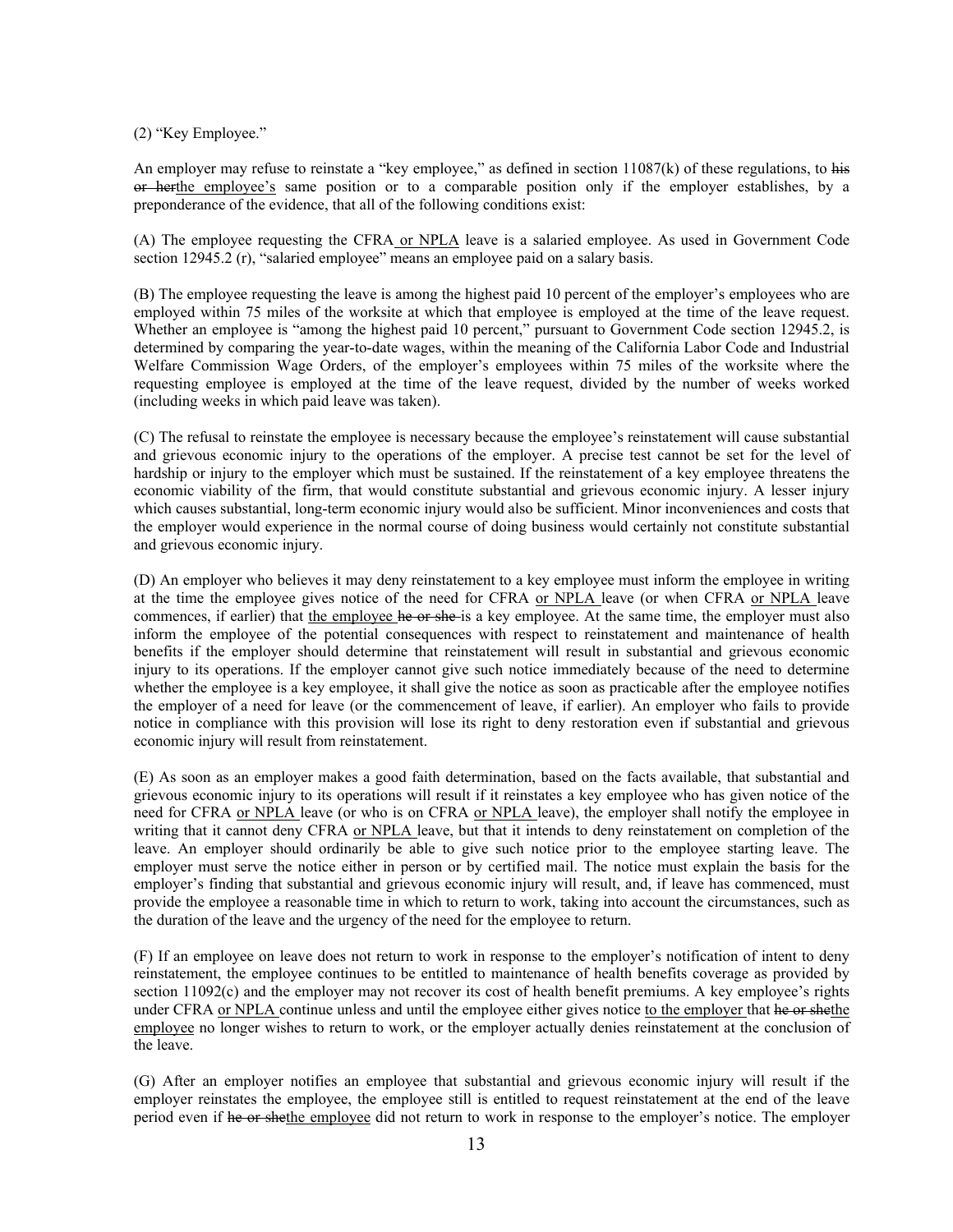(2) “Key Employee.”

An employer may refuse to reinstate a “key employee,” as defined in section 11087(k) of these regulations, to ~~his or her~~<u>the employee’s</u> same position or to a comparable position only if the employer establishes, by a preponderance of the evidence, that all of the following conditions exist:

(A) The employee requesting the CFRA<u> or NPLA</u> leave is a salaried employee. As used in Government Code section 12945.2 (r), “salaried employee” means an employee paid on a salary basis.

(B) The employee requesting the leave is among the highest paid 10 percent of the employer’s employees who are employed within 75 miles of the worksite at which that employee is employed at the time of the leave request. Whether an employee is “among the highest paid 10 percent,” pursuant to Government Code section 12945.2, is determined by comparing the year-to-date wages, within the meaning of the California Labor Code and Industrial Welfare Commission Wage Orders, of the employer’s employees within 75 miles of the worksite where the requesting employee is employed at the time of the leave request, divided by the number of weeks worked (including weeks in which paid leave was taken).

(C) The refusal to reinstate the employee is necessary because the employee’s reinstatement will cause substantial and grievous economic injury to the operations of the employer. A precise test cannot be set for the level of hardship or injury to the employer which must be sustained. If the reinstatement of a key employee threatens the economic viability of the firm, that would constitute substantial and grievous economic injury. A lesser injury which causes substantial, long-term economic injury would also be sufficient. Minor inconveniences and costs that the employer would experience in the normal course of doing business would certainly not constitute substantial and grievous economic injury.

(D) An employer who believes it may deny reinstatement to a key employee must inform the employee in writing at the time the employee gives notice of the need for CFRA <u>or NPLA </u>leave (or when CFRA <u>or NPLA </u>leave commences, if earlier) that <u>the employee </u>~~he or she~~ is a key employee. At the same time, the employer must also inform the employee of the potential consequences with respect to reinstatement and maintenance of health benefits if the employer should determine that reinstatement will result in substantial and grievous economic injury to its operations. If the employer cannot give such notice immediately because of the need to determine whether the employee is a key employee, it shall give the notice as soon as practicable after the employee notifies the employer of a need for leave (or the commencement of leave, if earlier). An employer who fails to provide notice in compliance with this provision will lose its right to deny restoration even if substantial and grievous economic injury will result from reinstatement.

(E) As soon as an employer makes a good faith determination, based on the facts available, that substantial and grievous economic injury to its operations will result if it reinstates a key employee who has given notice of the need for CFRA <u>or NPLA </u>leave (or who is on CFRA <u>or NPLA </u>leave), the employer shall notify the employee in writing that it cannot deny CFRA <u>or NPLA </u>leave, but that it intends to deny reinstatement on completion of the leave. An employer should ordinarily be able to give such notice prior to the employee starting leave. The employer must serve the notice either in person or by certified mail. The notice must explain the basis for the employer’s finding that substantial and grievous economic injury will result, and, if leave has commenced, must provide the employee a reasonable time in which to return to work, taking into account the circumstances, such as the duration of the leave and the urgency of the need for the employee to return.

(F) If an employee on leave does not return to work in response to the employer’s notification of intent to deny reinstatement, the employee continues to be entitled to maintenance of health benefits coverage as provided by section 11092(c) and the employer may not recover its cost of health benefit premiums. A key employee’s rights under CFRA <u>or NPLA </u>continue unless and until the employee either gives notice <u>to the employer </u>that ~~he or she~~<u>the employee</u> no longer wishes to return to work, or the employer actually denies reinstatement at the conclusion of the leave.

(G) After an employer notifies an employee that substantial and grievous economic injury will result if the employer reinstates the employee, the employee still is entitled to request reinstatement at the end of the leave period even if ~~he or she~~<u>the employee</u> did not return to work in response to the employer’s notice. The employer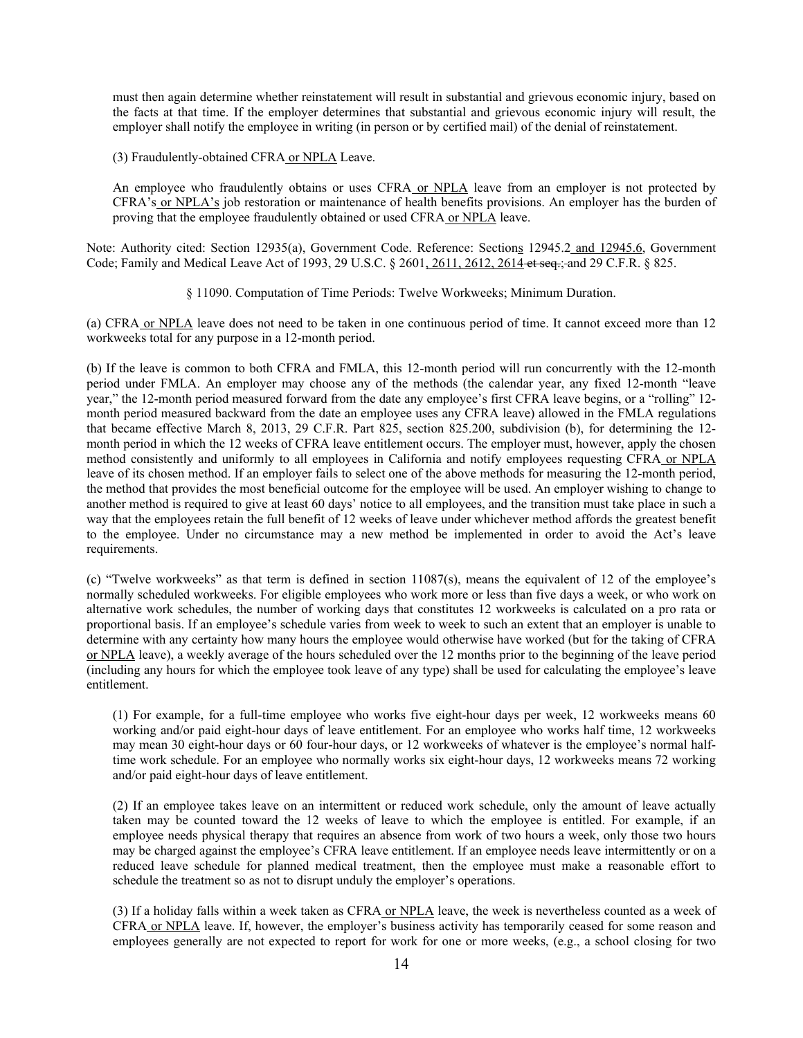must then again determine whether reinstatement will result in substantial and grievous economic injury, based on the facts at that time. If the employer determines that substantial and grievous economic injury will result, the employer shall notify the employee in writing (in person or by certified mail) of the denial of reinstatement.

(3) Fraudulently-obtained CFRA<u> or NPLA</u> Leave.

An employee who fraudulently obtains or uses CFRA<u> or NPLA</u> leave from an employer is not protected by CFRA's<u> or NPLA's</u> job restoration or maintenance of health benefits provisions. An employer has the burden of proving that the employee fraudulently obtained or used CFRA<u> or NPLA</u> leave.

Note: Authority cited: Section 12935(a), Government Code. Reference: Section<u>s</u> 12945.2<u> and 12945.6</u>, Government Code; Family and Medical Leave Act of 1993, 29 U.S.C. § 2601<u>, 2611, 2612, 2614</u> ~~et seq.;~~ and 29 C.F.R. § 825.

§ 11090. Computation of Time Periods: Twelve Workweeks; Minimum Duration.

(a) CFRA<u> or NPLA</u> leave does not need to be taken in one continuous period of time. It cannot exceed more than 12 workweeks total for any purpose in a 12-month period.

(b) If the leave is common to both CFRA and FMLA, this 12-month period will run concurrently with the 12-month period under FMLA. An employer may choose any of the methods (the calendar year, any fixed 12-month "leave year," the 12-month period measured forward from the date any employee's first CFRA leave begins, or a "rolling" 12-month period measured backward from the date an employee uses any CFRA leave) allowed in the FMLA regulations that became effective March 8, 2013, 29 C.F.R. Part 825, section 825.200, subdivision (b), for determining the 12-month period in which the 12 weeks of CFRA leave entitlement occurs. The employer must, however, apply the chosen method consistently and uniformly to all employees in California and notify employees requesting CFRA<u> or NPLA</u> leave of its chosen method. If an employer fails to select one of the above methods for measuring the 12-month period, the method that provides the most beneficial outcome for the employee will be used. An employer wishing to change to another method is required to give at least 60 days' notice to all employees, and the transition must take place in such a way that the employees retain the full benefit of 12 weeks of leave under whichever method affords the greatest benefit to the employee. Under no circumstance may a new method be implemented in order to avoid the Act's leave requirements.

(c) "Twelve workweeks" as that term is defined in section 11087(s), means the equivalent of 12 of the employee's normally scheduled workweeks. For eligible employees who work more or less than five days a week, or who work on alternative work schedules, the number of working days that constitutes 12 workweeks is calculated on a pro rata or proportional basis. If an employee's schedule varies from week to week to such an extent that an employer is unable to determine with any certainty how many hours the employee would otherwise have worked (but for the taking of CFRA <u>or NPLA</u> leave), a weekly average of the hours scheduled over the 12 months prior to the beginning of the leave period (including any hours for which the employee took leave of any type) shall be used for calculating the employee's leave entitlement.

(1) For example, for a full-time employee who works five eight-hour days per week, 12 workweeks means 60 working and/or paid eight-hour days of leave entitlement. For an employee who works half time, 12 workweeks may mean 30 eight-hour days or 60 four-hour days, or 12 workweeks of whatever is the employee's normal half-time work schedule. For an employee who normally works six eight-hour days, 12 workweeks means 72 working and/or paid eight-hour days of leave entitlement.

(2) If an employee takes leave on an intermittent or reduced work schedule, only the amount of leave actually taken may be counted toward the 12 weeks of leave to which the employee is entitled. For example, if an employee needs physical therapy that requires an absence from work of two hours a week, only those two hours may be charged against the employee's CFRA leave entitlement. If an employee needs leave intermittently or on a reduced leave schedule for planned medical treatment, then the employee must make a reasonable effort to schedule the treatment so as not to disrupt unduly the employer's operations.

(3) If a holiday falls within a week taken as CFRA<u> or NPLA</u> leave, the week is nevertheless counted as a week of CFRA<u> or NPLA</u> leave. If, however, the employer's business activity has temporarily ceased for some reason and employees generally are not expected to report for work for one or more weeks, (e.g., a school closing for two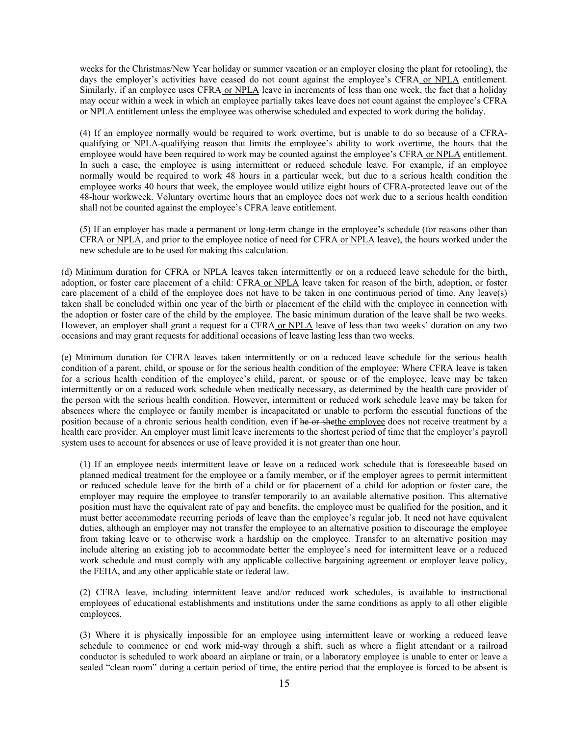weeks for the Christmas/New Year holiday or summer vacation or an employer closing the plant for retooling), the days the employer's activities have ceased do not count against the employee's CFRA<u> or NPLA</u> entitlement. Similarly, if an employee uses CFRA<u> or NPLA</u> leave in increments of less than one week, the fact that a holiday may occur within a week in which an employee partially takes leave does not count against the employee's CFRA <u>or NPLA</u> entitlement unless the employee was otherwise scheduled and expected to work during the holiday.

(4) If an employee normally would be required to work overtime, but is unable to do so because of a CFRA-qualifying<u> or NPLA-qualifying</u> reason that limits the employee's ability to work overtime, the hours that the employee would have been required to work may be counted against the employee's CFRA<u> or NPLA</u> entitlement. In such a case, the employee is using intermittent or reduced schedule leave. For example, if an employee normally would be required to work 48 hours in a particular week, but due to a serious health condition the employee works 40 hours that week, the employee would utilize eight hours of CFRA-protected leave out of the 48-hour workweek. Voluntary overtime hours that an employee does not work due to a serious health condition shall not be counted against the employee's CFRA leave entitlement.

(5) If an employer has made a permanent or long-term change in the employee's schedule (for reasons other than CFRA<u> or NPLA</u>, and prior to the employee notice of need for CFRA<u> or NPLA</u> leave), the hours worked under the new schedule are to be used for making this calculation.

(d) Minimum duration for CFRA<u> or NPLA</u> leaves taken intermittently or on a reduced leave schedule for the birth, adoption, or foster care placement of a child: CFRA<u> or NPLA</u> leave taken for reason of the birth, adoption, or foster care placement of a child of the employee does not have to be taken in one continuous period of time. Any leave(s) taken shall be concluded within one year of the birth or placement of the child with the employee in connection with the adoption or foster care of the child by the employee. The basic minimum duration of the leave shall be two weeks. However, an employer shall grant a request for a CFRA<u> or NPLA</u> leave of less than two weeks' duration on any two occasions and may grant requests for additional occasions of leave lasting less than two weeks.

(e) Minimum duration for CFRA leaves taken intermittently or on a reduced leave schedule for the serious health condition of a parent, child, or spouse or for the serious health condition of the employee: Where CFRA leave is taken for a serious health condition of the employee's child, parent, or spouse or of the employee, leave may be taken intermittently or on a reduced work schedule when medically necessary, as determined by the health care provider of the person with the serious health condition. However, intermittent or reduced work schedule leave may be taken for absences where the employee or family member is incapacitated or unable to perform the essential functions of the position because of a chronic serious health condition, even if ~~he or she~~<u>the employee</u> does not receive treatment by a health care provider. An employer must limit leave increments to the shortest period of time that the employer's payroll system uses to account for absences or use of leave provided it is not greater than one hour.

(1) If an employee needs intermittent leave or leave on a reduced work schedule that is foreseeable based on planned medical treatment for the employee or a family member, or if the employer agrees to permit intermittent or reduced schedule leave for the birth of a child or for placement of a child for adoption or foster care, the employer may require the employee to transfer temporarily to an available alternative position. This alternative position must have the equivalent rate of pay and benefits, the employee must be qualified for the position, and it must better accommodate recurring periods of leave than the employee's regular job. It need not have equivalent duties, although an employer may not transfer the employee to an alternative position to discourage the employee from taking leave or to otherwise work a hardship on the employee. Transfer to an alternative position may include altering an existing job to accommodate better the employee's need for intermittent leave or a reduced work schedule and must comply with any applicable collective bargaining agreement or employer leave policy, the FEHA, and any other applicable state or federal law.

(2) CFRA leave, including intermittent leave and/or reduced work schedules, is available to instructional employees of educational establishments and institutions under the same conditions as apply to all other eligible employees.

(3) Where it is physically impossible for an employee using intermittent leave or working a reduced leave schedule to commence or end work mid-way through a shift, such as where a flight attendant or a railroad conductor is scheduled to work aboard an airplane or train, or a laboratory employee is unable to enter or leave a sealed "clean room" during a certain period of time, the entire period that the employee is forced to be absent is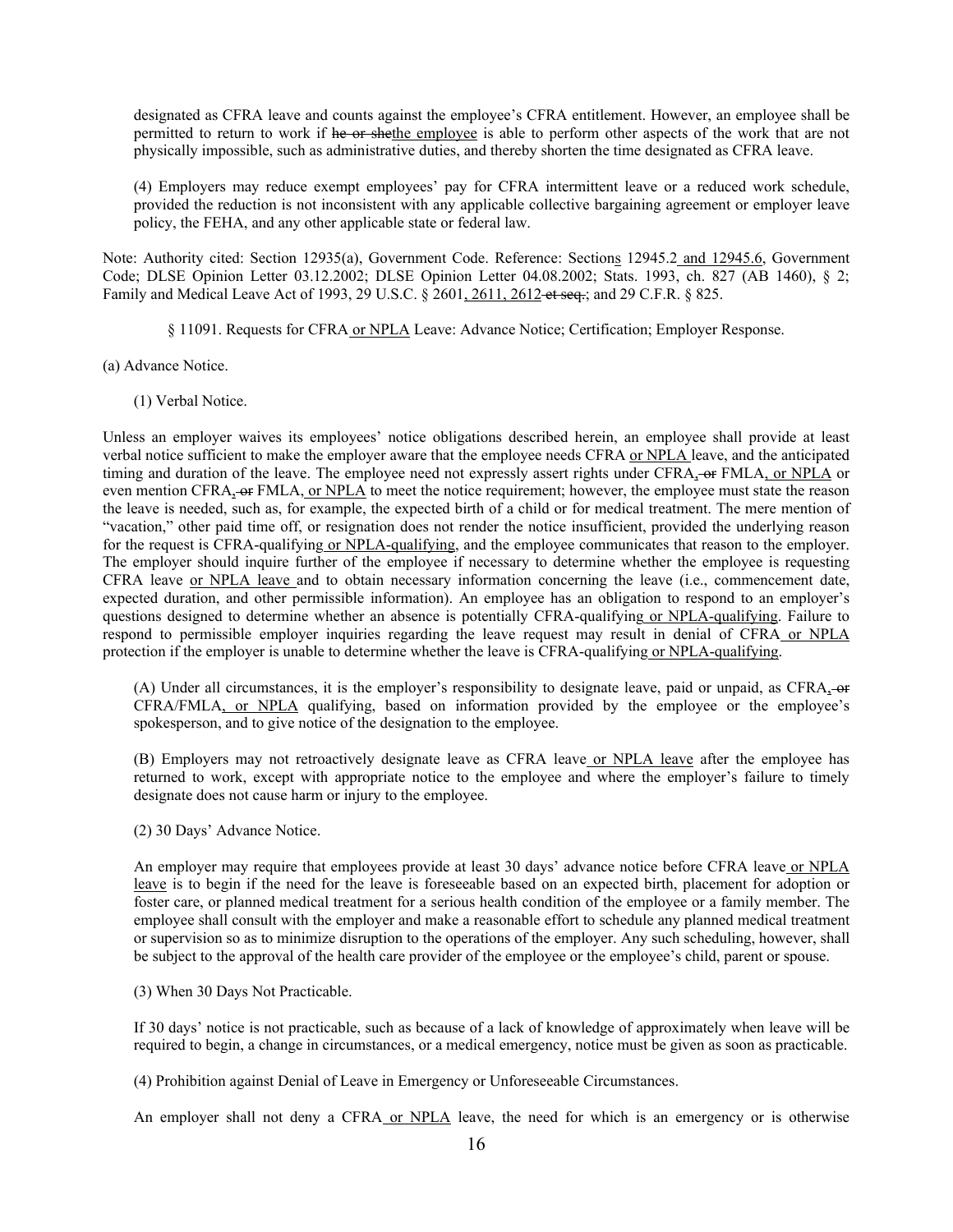designated as CFRA leave and counts against the employee's CFRA entitlement. However, an employee shall be permitted to return to work if ~~he or she~~<u>the employee</u> is able to perform other aspects of the work that are not physically impossible, such as administrative duties, and thereby shorten the time designated as CFRA leave.

(4) Employers may reduce exempt employees' pay for CFRA intermittent leave or a reduced work schedule, provided the reduction is not inconsistent with any applicable collective bargaining agreement or employer leave policy, the FEHA, and any other applicable state or federal law.

Note: Authority cited: Section 12935(a), Government Code. Reference: Section<u>s</u> 12945.2<u> and 12945.6</u>, Government Code; DLSE Opinion Letter 03.12.2002; DLSE Opinion Letter 04.08.2002; Stats. 1993, ch. 827 (AB 1460), § 2; Family and Medical Leave Act of 1993, 29 U.S.C. § 2601<u>, 2611, 2612</u>~~ et seq.~~; and 29 C.F.R. § 825.

§ 11091. Requests for CFRA<u> or NPLA</u> Leave: Advance Notice; Certification; Employer Response.

(a) Advance Notice.

(1) Verbal Notice.

Unless an employer waives its employees' notice obligations described herein, an employee shall provide at least verbal notice sufficient to make the employer aware that the employee needs CFRA <u>or NPLA </u>leave, and the anticipated timing and duration of the leave. The employee need not expressly assert rights under CFRA<u>,</u>~~ or~~ FMLA<u>, or NPLA</u> or even mention CFRA<u>,</u>~~ or~~ FMLA<u>, or NPLA</u> to meet the notice requirement; however, the employee must state the reason the leave is needed, such as, for example, the expected birth of a child or for medical treatment. The mere mention of "vacation," other paid time off, or resignation does not render the notice insufficient, provided the underlying reason for the request is CFRA-qualifying<u> or NPLA-qualifying</u>, and the employee communicates that reason to the employer. The employer should inquire further of the employee if necessary to determine whether the employee is requesting CFRA leave <u>or NPLA leave </u>and to obtain necessary information concerning the leave (i.e., commencement date, expected duration, and other permissible information). An employee has an obligation to respond to an employer's questions designed to determine whether an absence is potentially CFRA-qualifying<u> or NPLA-qualifying</u>. Failure to respond to permissible employer inquiries regarding the leave request may result in denial of CFRA<u> or NPLA</u> protection if the employer is unable to determine whether the leave is CFRA-qualifying<u> or NPLA-qualifying</u>.

(A) Under all circumstances, it is the employer's responsibility to designate leave, paid or unpaid, as CFRA<u>,</u>~~ or~~ CFRA/FMLA<u>, or NPLA</u> qualifying, based on information provided by the employee or the employee's spokesperson, and to give notice of the designation to the employee.

(B) Employers may not retroactively designate leave as CFRA leave<u> or NPLA leave</u> after the employee has returned to work, except with appropriate notice to the employee and where the employer's failure to timely designate does not cause harm or injury to the employee.

(2) 30 Days' Advance Notice.

An employer may require that employees provide at least 30 days' advance notice before CFRA leave<u> or NPLA leave</u> is to begin if the need for the leave is foreseeable based on an expected birth, placement for adoption or foster care, or planned medical treatment for a serious health condition of the employee or a family member. The employee shall consult with the employer and make a reasonable effort to schedule any planned medical treatment or supervision so as to minimize disruption to the operations of the employer. Any such scheduling, however, shall be subject to the approval of the health care provider of the employee or the employee's child, parent or spouse.

(3) When 30 Days Not Practicable.

If 30 days' notice is not practicable, such as because of a lack of knowledge of approximately when leave will be required to begin, a change in circumstances, or a medical emergency, notice must be given as soon as practicable.

(4) Prohibition against Denial of Leave in Emergency or Unforeseeable Circumstances.

An employer shall not deny a CFRA<u> or NPLA</u> leave, the need for which is an emergency or is otherwise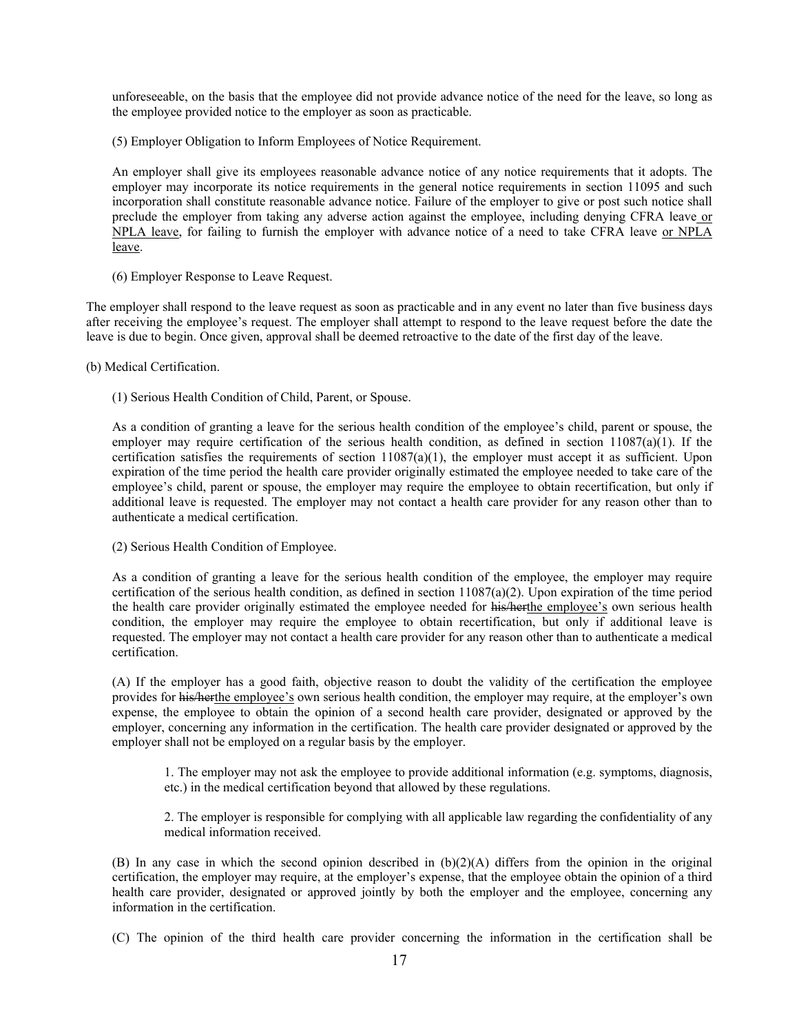unforeseeable, on the basis that the employee did not provide advance notice of the need for the leave, so long as the employee provided notice to the employer as soon as practicable.

(5) Employer Obligation to Inform Employees of Notice Requirement.

An employer shall give its employees reasonable advance notice of any notice requirements that it adopts. The employer may incorporate its notice requirements in the general notice requirements in section 11095 and such incorporation shall constitute reasonable advance notice. Failure of the employer to give or post such notice shall preclude the employer from taking any adverse action against the employee, including denying CFRA leave or NPLA leave, for failing to furnish the employer with advance notice of a need to take CFRA leave or NPLA leave.

(6) Employer Response to Leave Request.

The employer shall respond to the leave request as soon as practicable and in any event no later than five business days after receiving the employee's request. The employer shall attempt to respond to the leave request before the date the leave is due to begin. Once given, approval shall be deemed retroactive to the date of the first day of the leave.

(b) Medical Certification.

(1) Serious Health Condition of Child, Parent, or Spouse.

As a condition of granting a leave for the serious health condition of the employee's child, parent or spouse, the employer may require certification of the serious health condition, as defined in section 11087(a)(1). If the certification satisfies the requirements of section 11087(a)(1), the employer must accept it as sufficient. Upon expiration of the time period the health care provider originally estimated the employee needed to take care of the employee's child, parent or spouse, the employer may require the employee to obtain recertification, but only if additional leave is requested. The employer may not contact a health care provider for any reason other than to authenticate a medical certification.

(2) Serious Health Condition of Employee.

As a condition of granting a leave for the serious health condition of the employee, the employer may require certification of the serious health condition, as defined in section 11087(a)(2). Upon expiration of the time period the health care provider originally estimated the employee needed for ~~his/her~~the employee's own serious health condition, the employer may require the employee to obtain recertification, but only if additional leave is requested. The employer may not contact a health care provider for any reason other than to authenticate a medical certification.

(A) If the employer has a good faith, objective reason to doubt the validity of the certification the employee provides for ~~his/her~~the employee's own serious health condition, the employer may require, at the employer's own expense, the employee to obtain the opinion of a second health care provider, designated or approved by the employer, concerning any information in the certification. The health care provider designated or approved by the employer shall not be employed on a regular basis by the employer.

1. The employer may not ask the employee to provide additional information (e.g. symptoms, diagnosis, etc.) in the medical certification beyond that allowed by these regulations.

2. The employer is responsible for complying with all applicable law regarding the confidentiality of any medical information received.

(B) In any case in which the second opinion described in (b)(2)(A) differs from the opinion in the original certification, the employer may require, at the employer's expense, that the employee obtain the opinion of a third health care provider, designated or approved jointly by both the employer and the employee, concerning any information in the certification.

(C) The opinion of the third health care provider concerning the information in the certification shall be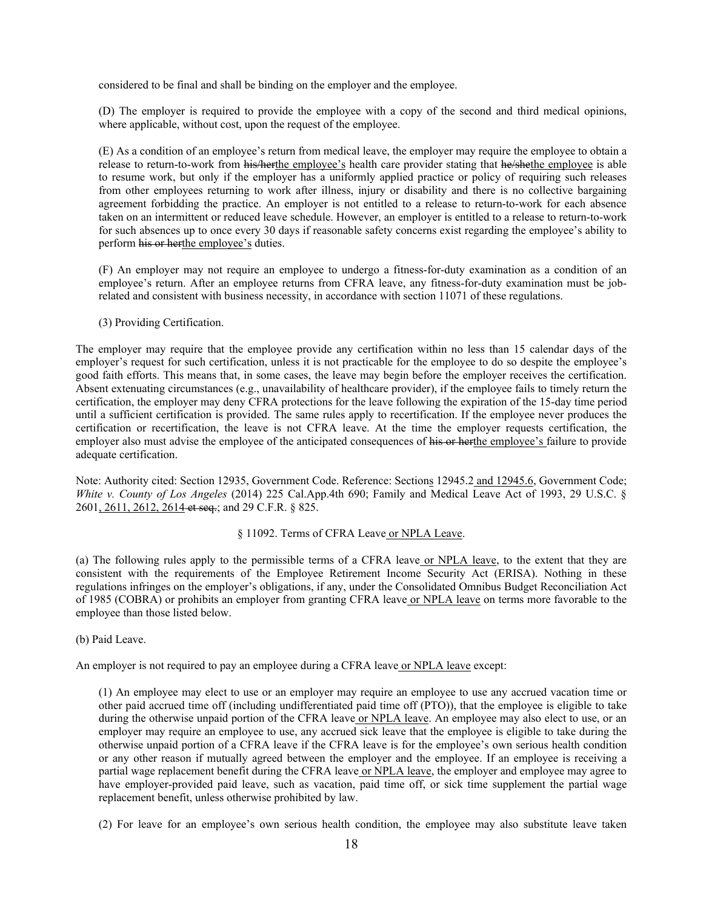considered to be final and shall be binding on the employer and the employee.

(D) The employer is required to provide the employee with a copy of the second and third medical opinions, where applicable, without cost, upon the request of the employee.

(E) As a condition of an employee's return from medical leave, the employer may require the employee to obtain a release to return-to-work from ~~his/her~~<u>the employee's</u> health care provider stating that ~~he/she~~<u>the employee</u> is able to resume work, but only if the employer has a uniformly applied practice or policy of requiring such releases from other employees returning to work after illness, injury or disability and there is no collective bargaining agreement forbidding the practice. An employer is not entitled to a release to return-to-work for each absence taken on an intermittent or reduced leave schedule. However, an employer is entitled to a release to return-to-work for such absences up to once every 30 days if reasonable safety concerns exist regarding the employee's ability to perform ~~his or her~~<u>the employee's</u> duties.

(F) An employer may not require an employee to undergo a fitness-for-duty examination as a condition of an employee's return. After an employee returns from CFRA leave, any fitness-for-duty examination must be job-related and consistent with business necessity, in accordance with section 11071 of these regulations.

(3) Providing Certification.

The employer may require that the employee provide any certification within no less than 15 calendar days of the employer's request for such certification, unless it is not practicable for the employee to do so despite the employee's good faith efforts. This means that, in some cases, the leave may begin before the employer receives the certification. Absent extenuating circumstances (e.g., unavailability of healthcare provider), if the employee fails to timely return the certification, the employer may deny CFRA protections for the leave following the expiration of the 15-day time period until a sufficient certification is provided. The same rules apply to recertification. If the employee never produces the certification or recertification, the leave is not CFRA leave. At the time the employer requests certification, the employer also must advise the employee of the anticipated consequences of ~~his or her~~<u>the employee's</u> failure to provide adequate certification.

Note: Authority cited: Section 12935, Government Code. Reference: Section<u>s</u> 12945.2<u> and 12945.6</u>, Government Code; *White v. County of Los Angeles* (2014) 225 Cal.App.4th 690; Family and Medical Leave Act of 1993, 29 U.S.C. § 2601<u>, 2611, 2612, 2614</u> ~~et seq.~~; and 29 C.F.R. § 825.

§ 11092. Terms of CFRA Leave<u> or NPLA Leave</u>.

(a) The following rules apply to the permissible terms of a CFRA leave<u> or NPLA leave</u>, to the extent that they are consistent with the requirements of the Employee Retirement Income Security Act (ERISA). Nothing in these regulations infringes on the employer's obligations, if any, under the Consolidated Omnibus Budget Reconciliation Act of 1985 (COBRA) or prohibits an employer from granting CFRA leave<u> or NPLA leave</u> on terms more favorable to the employee than those listed below.

(b) Paid Leave.

An employer is not required to pay an employee during a CFRA leave<u> or NPLA leave</u> except:

(1) An employee may elect to use or an employer may require an employee to use any accrued vacation time or other paid accrued time off (including undifferentiated paid time off (PTO)), that the employee is eligible to take during the otherwise unpaid portion of the CFRA leave<u> or NPLA leave</u>. An employee may also elect to use, or an employer may require an employee to use, any accrued sick leave that the employee is eligible to take during the otherwise unpaid portion of a CFRA leave if the CFRA leave is for the employee's own serious health condition or any other reason if mutually agreed between the employer and the employee. If an employee is receiving a partial wage replacement benefit during the CFRA leave<u> or NPLA leave</u>, the employer and employee may agree to have employer-provided paid leave, such as vacation, paid time off, or sick time supplement the partial wage replacement benefit, unless otherwise prohibited by law.

(2) For leave for an employee's own serious health condition, the employee may also substitute leave taken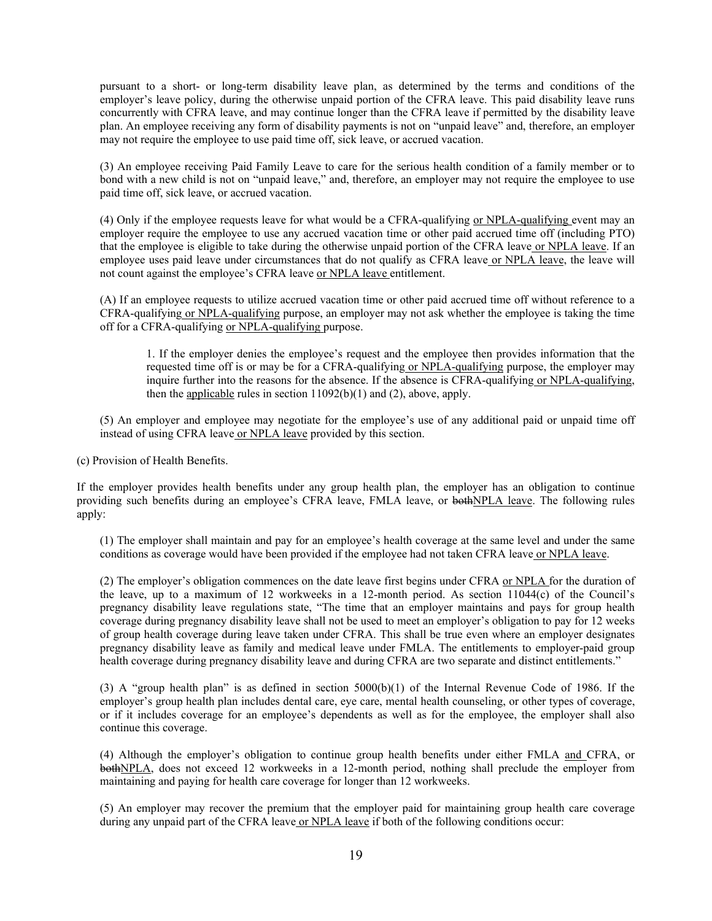pursuant to a short- or long-term disability leave plan, as determined by the terms and conditions of the employer's leave policy, during the otherwise unpaid portion of the CFRA leave. This paid disability leave runs concurrently with CFRA leave, and may continue longer than the CFRA leave if permitted by the disability leave plan. An employee receiving any form of disability payments is not on "unpaid leave" and, therefore, an employer may not require the employee to use paid time off, sick leave, or accrued vacation.

(3) An employee receiving Paid Family Leave to care for the serious health condition of a family member or to bond with a new child is not on "unpaid leave," and, therefore, an employer may not require the employee to use paid time off, sick leave, or accrued vacation.

(4) Only if the employee requests leave for what would be a CFRA-qualifying <u>or NPLA-qualifying</u> event may an employer require the employee to use any accrued vacation time or other paid accrued time off (including PTO) that the employee is eligible to take during the otherwise unpaid portion of the CFRA leave <u>or NPLA leave</u>. If an employee uses paid leave under circumstances that do not qualify as CFRA leave <u>or NPLA leave</u>, the leave will not count against the employee's CFRA leave <u>or NPLA leave</u> entitlement.

(A) If an employee requests to utilize accrued vacation time or other paid accrued time off without reference to a CFRA-qualifying <u>or NPLA-qualifying</u> purpose, an employer may not ask whether the employee is taking the time off for a CFRA-qualifying <u>or NPLA-qualifying</u> purpose.

> 1. If the employer denies the employee's request and the employee then provides information that the requested time off is or may be for a CFRA-qualifying <u>or NPLA-qualifying</u> purpose, the employer may inquire further into the reasons for the absence. If the absence is CFRA-qualifying <u>or NPLA-qualifying</u>, then the <u>applicable</u> rules in section 11092(b)(1) and (2), above, apply.

(5) An employer and employee may negotiate for the employee's use of any additional paid or unpaid time off instead of using CFRA leave <u>or NPLA leave</u> provided by this section.

(c) Provision of Health Benefits.

If the employer provides health benefits under any group health plan, the employer has an obligation to continue providing such benefits during an employee's CFRA leave, FMLA leave, or ~~both~~<u>NPLA leave</u>. The following rules apply:

(1) The employer shall maintain and pay for an employee's health coverage at the same level and under the same conditions as coverage would have been provided if the employee had not taken CFRA leave <u>or NPLA leave</u>.

(2) The employer's obligation commences on the date leave first begins under CFRA <u>or NPLA</u> for the duration of the leave, up to a maximum of 12 workweeks in a 12-month period. As section 11044(c) of the Council's pregnancy disability leave regulations state, "The time that an employer maintains and pays for group health coverage during pregnancy disability leave shall not be used to meet an employer's obligation to pay for 12 weeks of group health coverage during leave taken under CFRA. This shall be true even where an employer designates pregnancy disability leave as family and medical leave under FMLA. The entitlements to employer-paid group health coverage during pregnancy disability leave and during CFRA are two separate and distinct entitlements."

(3) A "group health plan" is as defined in section 5000(b)(1) of the Internal Revenue Code of 1986. If the employer's group health plan includes dental care, eye care, mental health counseling, or other types of coverage, or if it includes coverage for an employee's dependents as well as for the employee, the employer shall also continue this coverage.

(4) Although the employer's obligation to continue group health benefits under either FMLA <u>and</u> CFRA, or ~~both~~<u>NPLA</u>, does not exceed 12 workweeks in a 12-month period, nothing shall preclude the employer from maintaining and paying for health care coverage for longer than 12 workweeks.

(5) An employer may recover the premium that the employer paid for maintaining group health care coverage during any unpaid part of the CFRA leave <u>or NPLA leave</u> if both of the following conditions occur: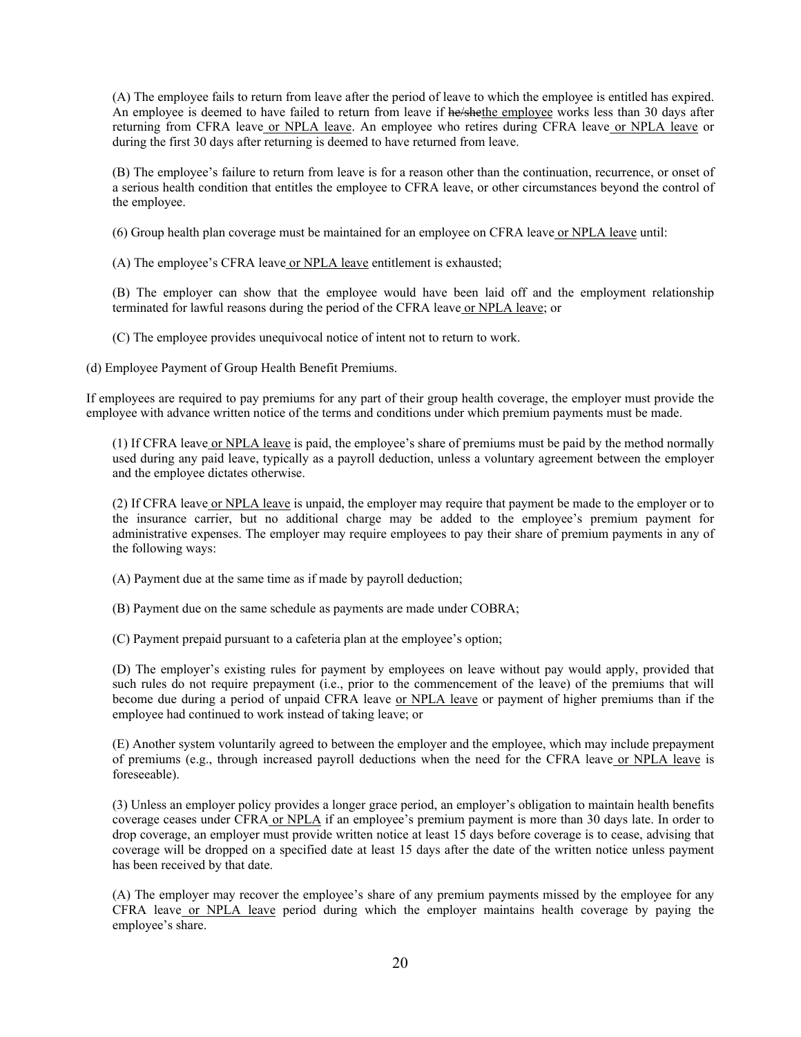(A) The employee fails to return from leave after the period of leave to which the employee is entitled has expired. An employee is deemed to have failed to return from leave if ~~he/she~~<u>the employee</u> works less than 30 days after returning from CFRA leave<u> or NPLA leave</u>. An employee who retires during CFRA leave<u> or NPLA leave</u> or during the first 30 days after returning is deemed to have returned from leave.

(B) The employee's failure to return from leave is for a reason other than the continuation, recurrence, or onset of a serious health condition that entitles the employee to CFRA leave, or other circumstances beyond the control of the employee.

(6) Group health plan coverage must be maintained for an employee on CFRA leave<u> or NPLA leave</u> until:

(A) The employee's CFRA leave<u> or NPLA leave</u> entitlement is exhausted;

(B) The employer can show that the employee would have been laid off and the employment relationship terminated for lawful reasons during the period of the CFRA leave<u> or NPLA leave</u>; or

(C) The employee provides unequivocal notice of intent not to return to work.

(d) Employee Payment of Group Health Benefit Premiums.

If employees are required to pay premiums for any part of their group health coverage, the employer must provide the employee with advance written notice of the terms and conditions under which premium payments must be made.

(1) If CFRA leave<u> or NPLA leave</u> is paid, the employee's share of premiums must be paid by the method normally used during any paid leave, typically as a payroll deduction, unless a voluntary agreement between the employer and the employee dictates otherwise.

(2) If CFRA leave<u> or NPLA leave</u> is unpaid, the employer may require that payment be made to the employer or to the insurance carrier, but no additional charge may be added to the employee's premium payment for administrative expenses. The employer may require employees to pay their share of premium payments in any of the following ways:

(A) Payment due at the same time as if made by payroll deduction;

(B) Payment due on the same schedule as payments are made under COBRA;

(C) Payment prepaid pursuant to a cafeteria plan at the employee's option;

(D) The employer's existing rules for payment by employees on leave without pay would apply, provided that such rules do not require prepayment (i.e., prior to the commencement of the leave) of the premiums that will become due during a period of unpaid CFRA leave <u>or NPLA leave</u> or payment of higher premiums than if the employee had continued to work instead of taking leave; or

(E) Another system voluntarily agreed to between the employer and the employee, which may include prepayment of premiums (e.g., through increased payroll deductions when the need for the CFRA leave<u> or NPLA leave</u> is foreseeable).

(3) Unless an employer policy provides a longer grace period, an employer's obligation to maintain health benefits coverage ceases under CFRA<u> or NPLA</u> if an employee's premium payment is more than 30 days late. In order to drop coverage, an employer must provide written notice at least 15 days before coverage is to cease, advising that coverage will be dropped on a specified date at least 15 days after the date of the written notice unless payment has been received by that date.

(A) The employer may recover the employee's share of any premium payments missed by the employee for any CFRA leave<u> or NPLA leave</u> period during which the employer maintains health coverage by paying the employee's share.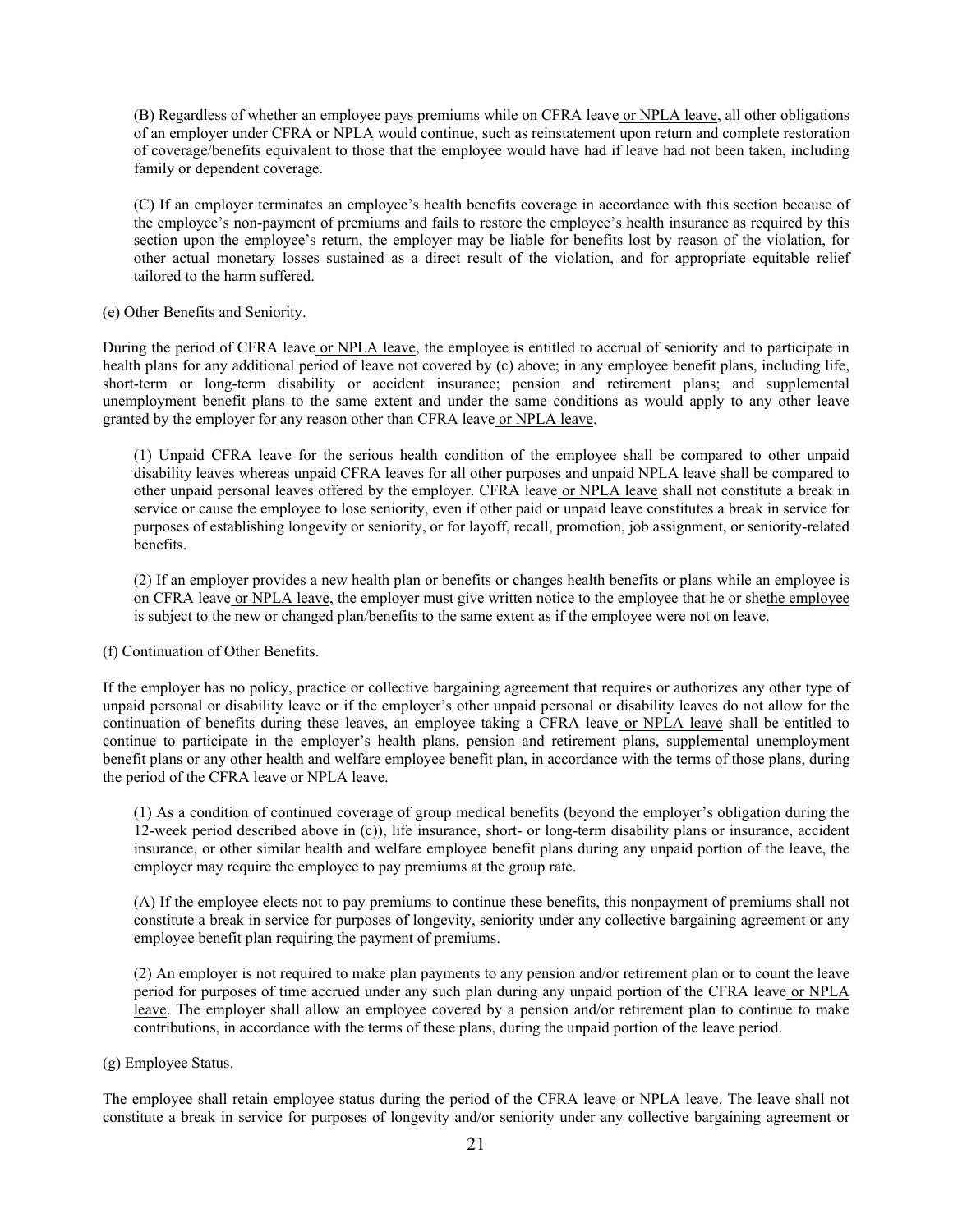(B) Regardless of whether an employee pays premiums while on CFRA leave or NPLA leave, all other obligations of an employer under CFRA or NPLA would continue, such as reinstatement upon return and complete restoration of coverage/benefits equivalent to those that the employee would have had if leave had not been taken, including family or dependent coverage.

(C) If an employer terminates an employee's health benefits coverage in accordance with this section because of the employee's non-payment of premiums and fails to restore the employee's health insurance as required by this section upon the employee's return, the employer may be liable for benefits lost by reason of the violation, for other actual monetary losses sustained as a direct result of the violation, and for appropriate equitable relief tailored to the harm suffered.

(e) Other Benefits and Seniority.

During the period of CFRA leave or NPLA leave, the employee is entitled to accrual of seniority and to participate in health plans for any additional period of leave not covered by (c) above; in any employee benefit plans, including life, short-term or long-term disability or accident insurance; pension and retirement plans; and supplemental unemployment benefit plans to the same extent and under the same conditions as would apply to any other leave granted by the employer for any reason other than CFRA leave or NPLA leave.

(1) Unpaid CFRA leave for the serious health condition of the employee shall be compared to other unpaid disability leaves whereas unpaid CFRA leaves for all other purposes and unpaid NPLA leave shall be compared to other unpaid personal leaves offered by the employer. CFRA leave or NPLA leave shall not constitute a break in service or cause the employee to lose seniority, even if other paid or unpaid leave constitutes a break in service for purposes of establishing longevity or seniority, or for layoff, recall, promotion, job assignment, or seniority-related benefits.

(2) If an employer provides a new health plan or benefits or changes health benefits or plans while an employee is on CFRA leave or NPLA leave, the employer must give written notice to the employee that ~~he or she~~the employee is subject to the new or changed plan/benefits to the same extent as if the employee were not on leave.

(f) Continuation of Other Benefits.

If the employer has no policy, practice or collective bargaining agreement that requires or authorizes any other type of unpaid personal or disability leave or if the employer's other unpaid personal or disability leaves do not allow for the continuation of benefits during these leaves, an employee taking a CFRA leave or NPLA leave shall be entitled to continue to participate in the employer's health plans, pension and retirement plans, supplemental unemployment benefit plans or any other health and welfare employee benefit plan, in accordance with the terms of those plans, during the period of the CFRA leave or NPLA leave.

(1) As a condition of continued coverage of group medical benefits (beyond the employer's obligation during the 12-week period described above in (c)), life insurance, short- or long-term disability plans or insurance, accident insurance, or other similar health and welfare employee benefit plans during any unpaid portion of the leave, the employer may require the employee to pay premiums at the group rate.

(A) If the employee elects not to pay premiums to continue these benefits, this nonpayment of premiums shall not constitute a break in service for purposes of longevity, seniority under any collective bargaining agreement or any employee benefit plan requiring the payment of premiums.

(2) An employer is not required to make plan payments to any pension and/or retirement plan or to count the leave period for purposes of time accrued under any such plan during any unpaid portion of the CFRA leave or NPLA leave. The employer shall allow an employee covered by a pension and/or retirement plan to continue to make contributions, in accordance with the terms of these plans, during the unpaid portion of the leave period.

(g) Employee Status.

The employee shall retain employee status during the period of the CFRA leave or NPLA leave. The leave shall not constitute a break in service for purposes of longevity and/or seniority under any collective bargaining agreement or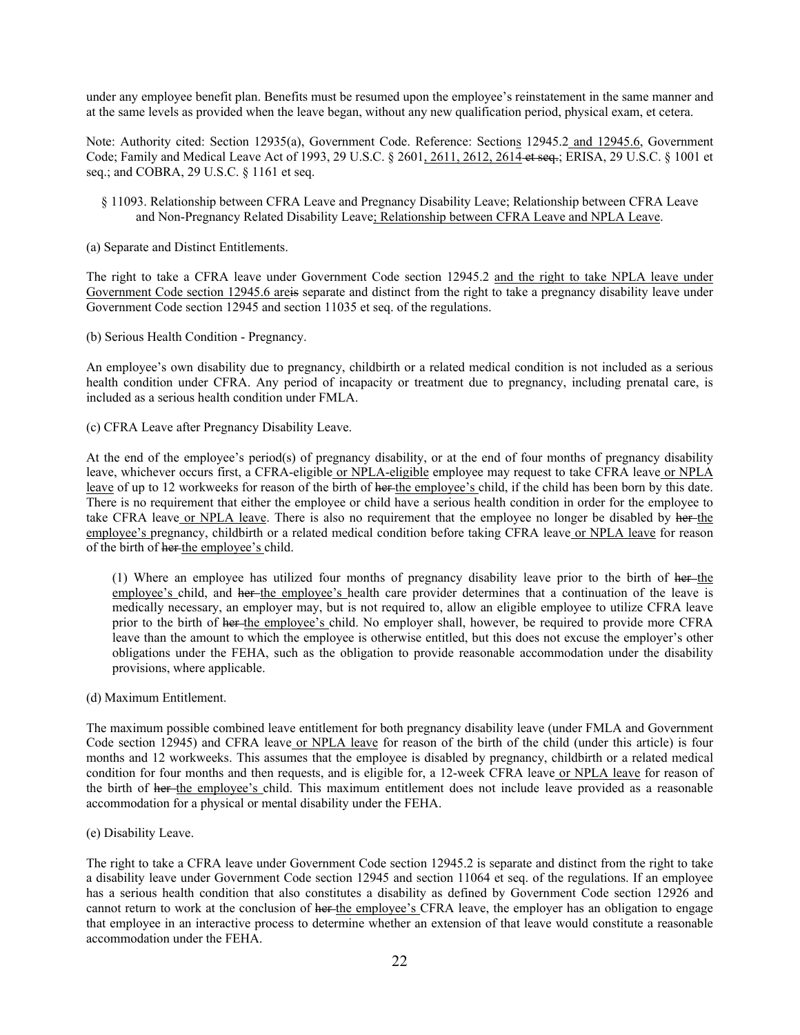under any employee benefit plan. Benefits must be resumed upon the employee's reinstatement in the same manner and at the same levels as provided when the leave began, without any new qualification period, physical exam, et cetera.

Note: Authority cited: Section 12935(a), Government Code. Reference: Sections 12945.2 and 12945.6, Government Code; Family and Medical Leave Act of 1993, 29 U.S.C. § 2601, 2611, 2612, 2614 ~~et seq.~~; ERISA, 29 U.S.C. § 1001 et seq.; and COBRA, 29 U.S.C. § 1161 et seq.

§ 11093. Relationship between CFRA Leave and Pregnancy Disability Leave; Relationship between CFRA Leave and Non-Pregnancy Related Disability Leave; Relationship between CFRA Leave and NPLA Leave.

(a) Separate and Distinct Entitlements.

The right to take a CFRA leave under Government Code section 12945.2 and the right to take NPLA leave under Government Code section 12945.6 are~~is~~ separate and distinct from the right to take a pregnancy disability leave under Government Code section 12945 and section 11035 et seq. of the regulations.

(b) Serious Health Condition - Pregnancy.

An employee's own disability due to pregnancy, childbirth or a related medical condition is not included as a serious health condition under CFRA. Any period of incapacity or treatment due to pregnancy, including prenatal care, is included as a serious health condition under FMLA.

(c) CFRA Leave after Pregnancy Disability Leave.

At the end of the employee's period(s) of pregnancy disability, or at the end of four months of pregnancy disability leave, whichever occurs first, a CFRA-eligible or NPLA-eligible employee may request to take CFRA leave or NPLA leave of up to 12 workweeks for reason of the birth of ~~her~~ the employee's child, if the child has been born by this date. There is no requirement that either the employee or child have a serious health condition in order for the employee to take CFRA leave or NPLA leave. There is also no requirement that the employee no longer be disabled by ~~her~~ the employee's pregnancy, childbirth or a related medical condition before taking CFRA leave or NPLA leave for reason of the birth of ~~her~~ the employee's child.

(1) Where an employee has utilized four months of pregnancy disability leave prior to the birth of ~~her~~ the employee's child, and ~~her~~ the employee's health care provider determines that a continuation of the leave is medically necessary, an employer may, but is not required to, allow an eligible employee to utilize CFRA leave prior to the birth of ~~her~~ the employee's child. No employer shall, however, be required to provide more CFRA leave than the amount to which the employee is otherwise entitled, but this does not excuse the employer's other obligations under the FEHA, such as the obligation to provide reasonable accommodation under the disability provisions, where applicable.

(d) Maximum Entitlement.

The maximum possible combined leave entitlement for both pregnancy disability leave (under FMLA and Government Code section 12945) and CFRA leave or NPLA leave for reason of the birth of the child (under this article) is four months and 12 workweeks. This assumes that the employee is disabled by pregnancy, childbirth or a related medical condition for four months and then requests, and is eligible for, a 12-week CFRA leave or NPLA leave for reason of the birth of ~~her~~ the employee's child. This maximum entitlement does not include leave provided as a reasonable accommodation for a physical or mental disability under the FEHA.

(e) Disability Leave.

The right to take a CFRA leave under Government Code section 12945.2 is separate and distinct from the right to take a disability leave under Government Code section 12945 and section 11064 et seq. of the regulations. If an employee has a serious health condition that also constitutes a disability as defined by Government Code section 12926 and cannot return to work at the conclusion of ~~her~~ the employee's CFRA leave, the employer has an obligation to engage that employee in an interactive process to determine whether an extension of that leave would constitute a reasonable accommodation under the FEHA.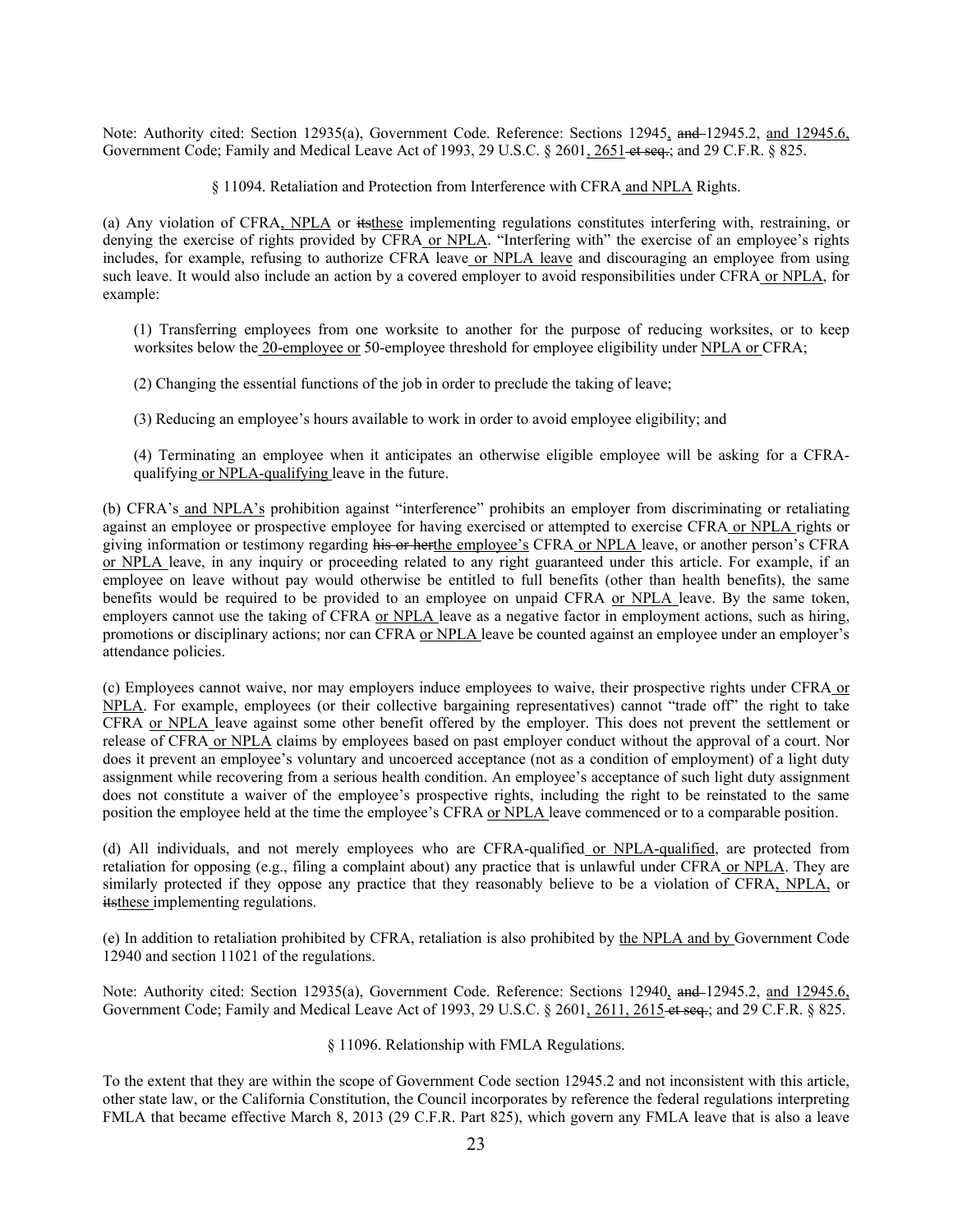Note: Authority cited: Section 12935(a), Government Code. Reference: Sections 12945<u>,</u> ~~and~~ 12945.2, <u>and 12945.6,</u> Government Code; Family and Medical Leave Act of 1993, 29 U.S.C. § 2601<u>, 2651</u> ~~et seq.~~; and 29 C.F.R. § 825.

§ 11094. Retaliation and Protection from Interference with CFRA <u>and NPLA</u> Rights.

(a) Any violation of CFRA<u>, NPLA</u> or ~~its~~<u>these</u> implementing regulations constitutes interfering with, restraining, or denying the exercise of rights provided by CFRA <u>or NPLA</u>. "Interfering with" the exercise of an employee's rights includes, for example, refusing to authorize CFRA leave <u>or NPLA leave</u> and discouraging an employee from using such leave. It would also include an action by a covered employer to avoid responsibilities under CFRA <u>or NPLA</u>, for example:

(1) Transferring employees from one worksite to another for the purpose of reducing worksites, or to keep worksites below the <u>20-employee or</u> 50-employee threshold for employee eligibility under <u>NPLA or</u> CFRA;

(2) Changing the essential functions of the job in order to preclude the taking of leave;

(3) Reducing an employee's hours available to work in order to avoid employee eligibility; and

(4) Terminating an employee when it anticipates an otherwise eligible employee will be asking for a CFRA-qualifying <u>or NPLA-qualifying</u> leave in the future.

(b) CFRA's <u>and NPLA's</u> prohibition against "interference" prohibits an employer from discriminating or retaliating against an employee or prospective employee for having exercised or attempted to exercise CFRA <u>or NPLA</u> rights or giving information or testimony regarding ~~his or her~~<u>the employee's</u> CFRA <u>or NPLA</u> leave, or another person's CFRA <u>or NPLA</u> leave, in any inquiry or proceeding related to any right guaranteed under this article. For example, if an employee on leave without pay would otherwise be entitled to full benefits (other than health benefits), the same benefits would be required to be provided to an employee on unpaid CFRA <u>or NPLA</u> leave. By the same token, employers cannot use the taking of CFRA <u>or NPLA</u> leave as a negative factor in employment actions, such as hiring, promotions or disciplinary actions; nor can CFRA <u>or NPLA</u> leave be counted against an employee under an employer's attendance policies.

(c) Employees cannot waive, nor may employers induce employees to waive, their prospective rights under CFRA <u>or NPLA</u>. For example, employees (or their collective bargaining representatives) cannot "trade off" the right to take CFRA <u>or NPLA</u> leave against some other benefit offered by the employer. This does not prevent the settlement or release of CFRA <u>or NPLA</u> claims by employees based on past employer conduct without the approval of a court. Nor does it prevent an employee's voluntary and uncoerced acceptance (not as a condition of employment) of a light duty assignment while recovering from a serious health condition. An employee's acceptance of such light duty assignment does not constitute a waiver of the employee's prospective rights, including the right to be reinstated to the same position the employee held at the time the employee's CFRA <u>or NPLA</u> leave commenced or to a comparable position.

(d) All individuals, and not merely employees who are CFRA-qualified <u>or NPLA-qualified</u>, are protected from retaliation for opposing (e.g., filing a complaint about) any practice that is unlawful under CFRA <u>or NPLA</u>. They are similarly protected if they oppose any practice that they reasonably believe to be a violation of CFRA<u>, NPLA,</u> or ~~its~~<u>these</u> implementing regulations.

(e) In addition to retaliation prohibited by CFRA, retaliation is also prohibited by <u>the NPLA and by</u> Government Code 12940 and section 11021 of the regulations.

Note: Authority cited: Section 12935(a), Government Code. Reference: Sections 12940<u>,</u> ~~and~~ 12945.2, <u>and 12945.6,</u> Government Code; Family and Medical Leave Act of 1993, 29 U.S.C. § 2601<u>, 2611, 2615</u> ~~et seq.~~; and 29 C.F.R. § 825.

§ 11096. Relationship with FMLA Regulations.

To the extent that they are within the scope of Government Code section 12945.2 and not inconsistent with this article, other state law, or the California Constitution, the Council incorporates by reference the federal regulations interpreting FMLA that became effective March 8, 2013 (29 C.F.R. Part 825), which govern any FMLA leave that is also a leave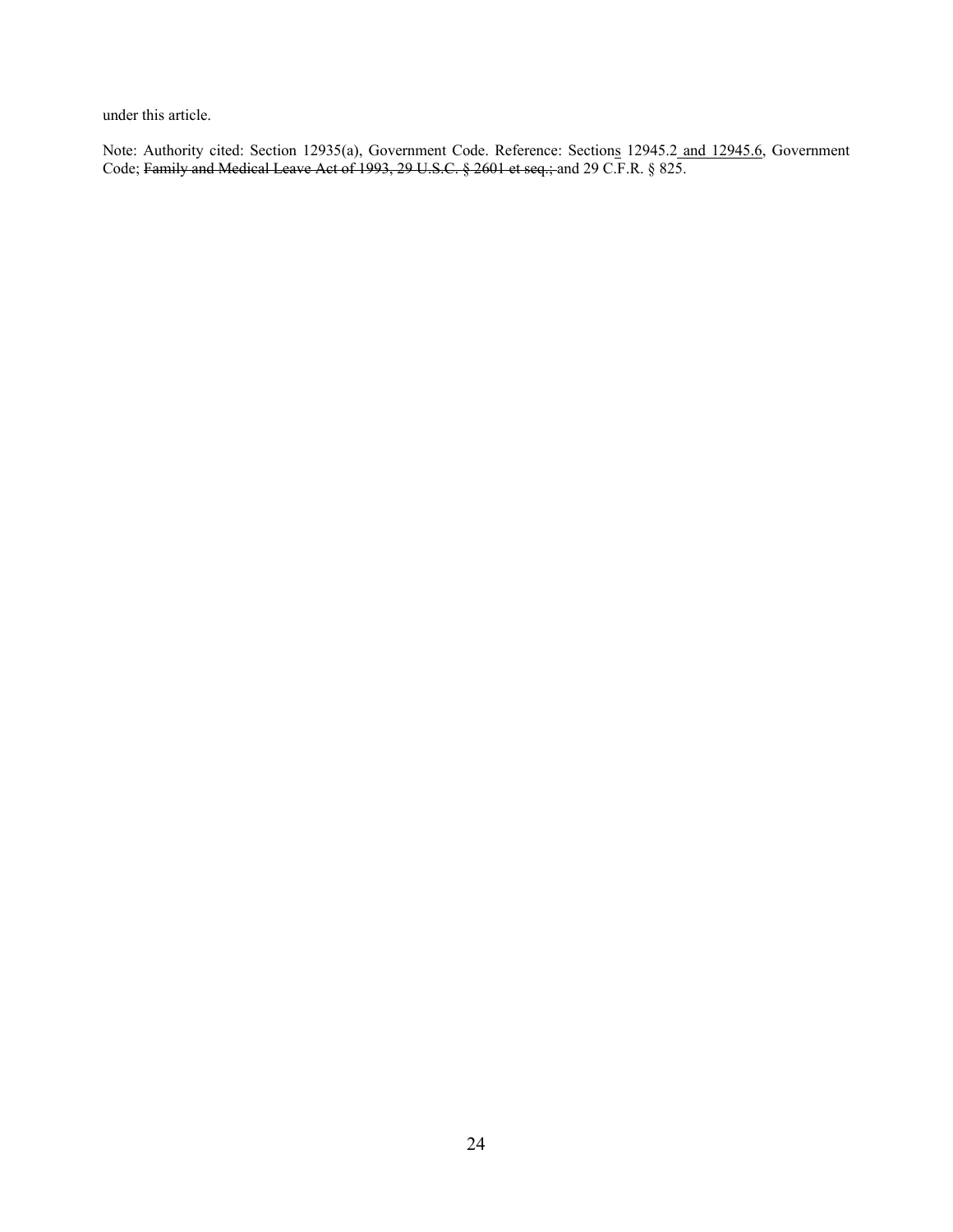under this article.

Note: Authority cited: Section 12935(a), Government Code. Reference: Sections 12945.2 and 12945.6, Government Code; ~~Family and Medical Leave Act of 1993, 29 U.S.C. § 2601 et seq.;~~ and 29 C.F.R. § 825.